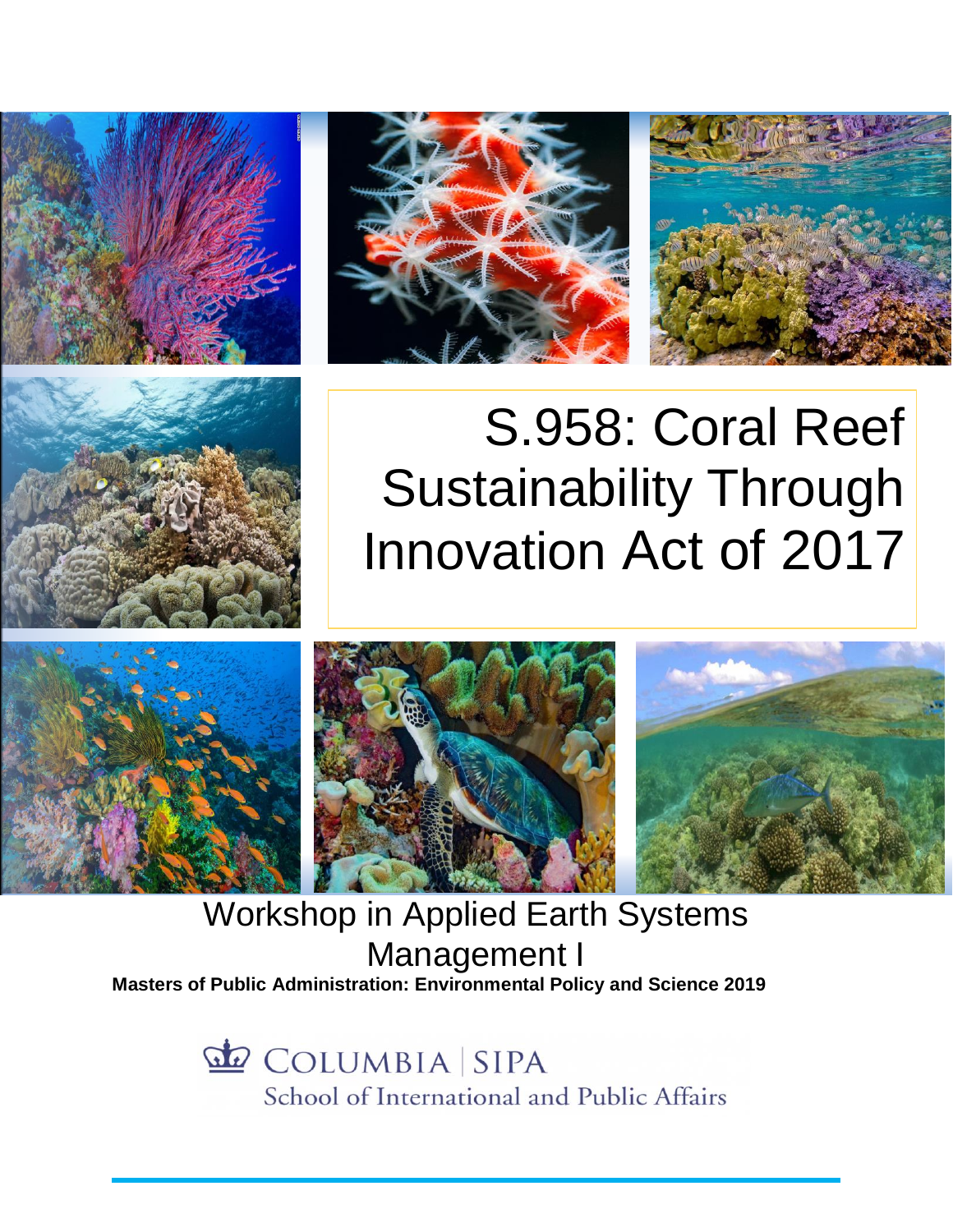# S.958: Coral Reef Sustainability Through Innovation Act of 2017

Workshop in Applied Earth Systems Management I

**Masters of Public Administration: Environmental Policy and Science 2019**

COLUMBIA | SIPA
School of International and Public Affairs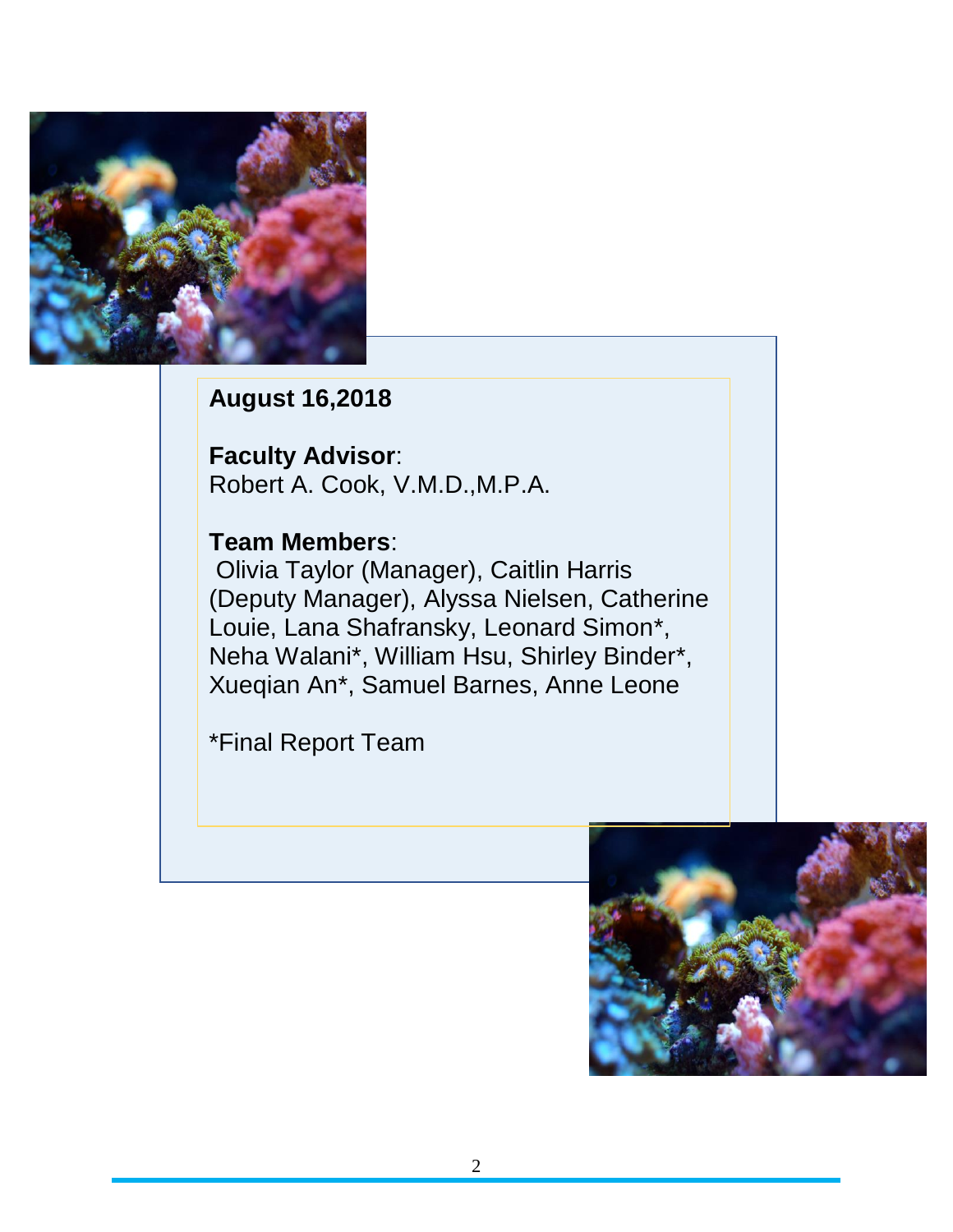**August 16,2018**

**Faculty Advisor**:
Robert A. Cook, V.M.D.,M.P.A.

**Team Members**:
Olivia Taylor (Manager), Caitlin Harris (Deputy Manager), Alyssa Nielsen, Catherine Louie, Lana Shafransky, Leonard Simon*, Neha Walani*, William Hsu, Shirley Binder*, Xueqian An*, Samuel Barnes, Anne Leone

*Final Report Team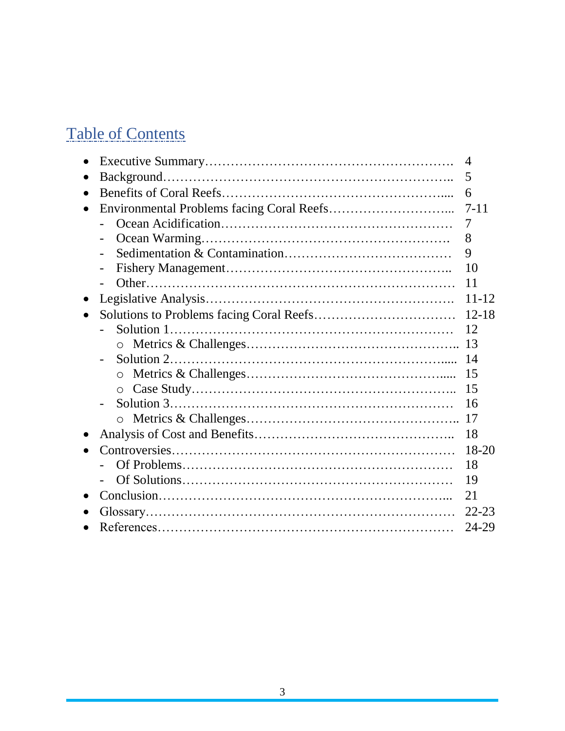# Table of Contents

- Executive Summary……………………………………………………. 4
- Background…………………………………………………………….. 5
- Benefits of Coral Reefs……………………………………………..... 6
- Environmental Problems facing Coral Reefs………………………... 7-11
  - Ocean Acidification……………………………………………… 7
  - Ocean Warming…………………………………………………. 8
  - Sedimentation & Contamination………………………………… 9
  - Fishery Management…………………………………………….. 10
  - Other……………………………………………………………… 11
- Legislative Analysis…………………………………………………. 11-12
- Solutions to Problems facing Coral Reefs…………………………… 12-18
  - Solution 1………………………………………………………… 12
    - Metrics & Challenges………………………………………….. 13
  - Solution 2……………………………………………………….... 14
    - Metrics & Challenges……………………………………….... 15
    - Case Study…………………………………………………….. 15
  - Solution 3………………………………………………………… 16
    - Metrics & Challenges………………………………………….. 17
- Analysis of Cost and Benefits……………………………………….. 18
- Controversies………………………………………………………… 18-20
  - Of Problems……………………………………………………… 18
  - Of Solutions……………………………………………………… 19
- Conclusion…………………………………………………………... 21
- Glossary……………………………………………………………… 22-23
- References…………………………………………………………… 24-29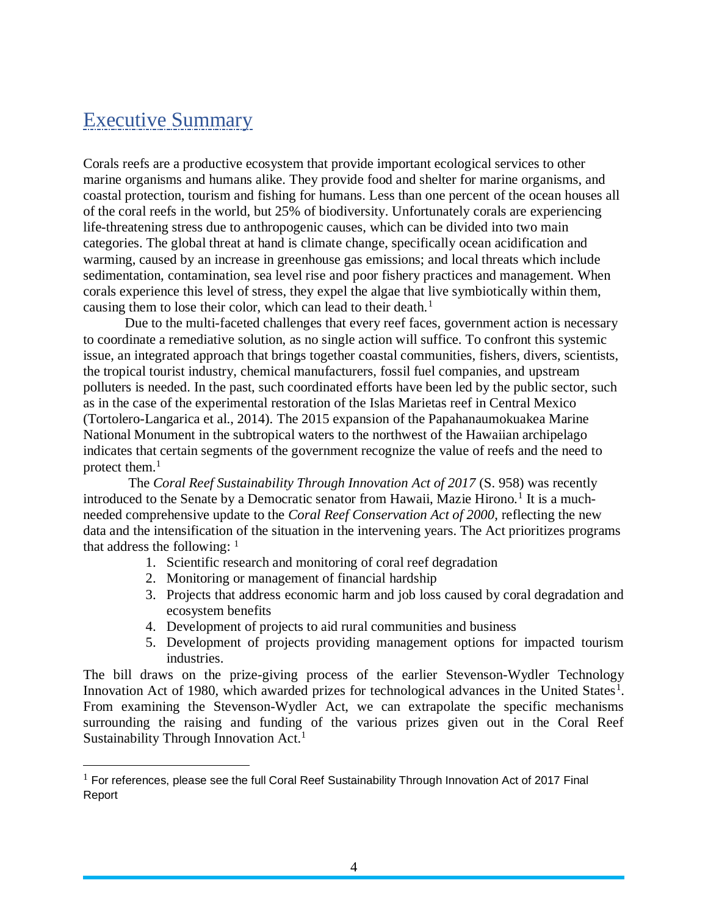# Executive Summary

Corals reefs are a productive ecosystem that provide important ecological services to other marine organisms and humans alike. They provide food and shelter for marine organisms, and coastal protection, tourism and fishing for humans. Less than one percent of the ocean houses all of the coral reefs in the world, but 25% of biodiversity. Unfortunately corals are experiencing life-threatening stress due to anthropogenic causes, which can be divided into two main categories. The global threat at hand is climate change, specifically ocean acidification and warming, caused by an increase in greenhouse gas emissions; and local threats which include sedimentation, contamination, sea level rise and poor fishery practices and management. When corals experience this level of stress, they expel the algae that live symbiotically within them, causing them to lose their color, which can lead to their death.[1]

Due to the multi-faceted challenges that every reef faces, government action is necessary to coordinate a remediative solution, as no single action will suffice. To confront this systemic issue, an integrated approach that brings together coastal communities, fishers, divers, scientists, the tropical tourist industry, chemical manufacturers, fossil fuel companies, and upstream polluters is needed. In the past, such coordinated efforts have been led by the public sector, such as in the case of the experimental restoration of the Islas Marietas reef in Central Mexico (Tortolero-Langarica et al., 2014). The 2015 expansion of the Papahanaumokuakea Marine National Monument in the subtropical waters to the northwest of the Hawaiian archipelago indicates that certain segments of the government recognize the value of reefs and the need to protect them.[1]

The *Coral Reef Sustainability Through Innovation Act of 2017* (S. 958) was recently introduced to the Senate by a Democratic senator from Hawaii, Mazie Hirono.[1] It is a much-needed comprehensive update to the *Coral Reef Conservation Act of 2000*, reflecting the new data and the intensification of the situation in the intervening years. The Act prioritizes programs that address the following: [1]

1. Scientific research and monitoring of coral reef degradation
2. Monitoring or management of financial hardship
3. Projects that address economic harm and job loss caused by coral degradation and ecosystem benefits
4. Development of projects to aid rural communities and business
5. Development of projects providing management options for impacted tourism industries.

The bill draws on the prize-giving process of the earlier Stevenson-Wydler Technology Innovation Act of 1980, which awarded prizes for technological advances in the United States[1]. From examining the Stevenson-Wydler Act, we can extrapolate the specific mechanisms surrounding the raising and funding of the various prizes given out in the Coral Reef Sustainability Through Innovation Act.[1]

[1] For references, please see the full Coral Reef Sustainability Through Innovation Act of 2017 Final Report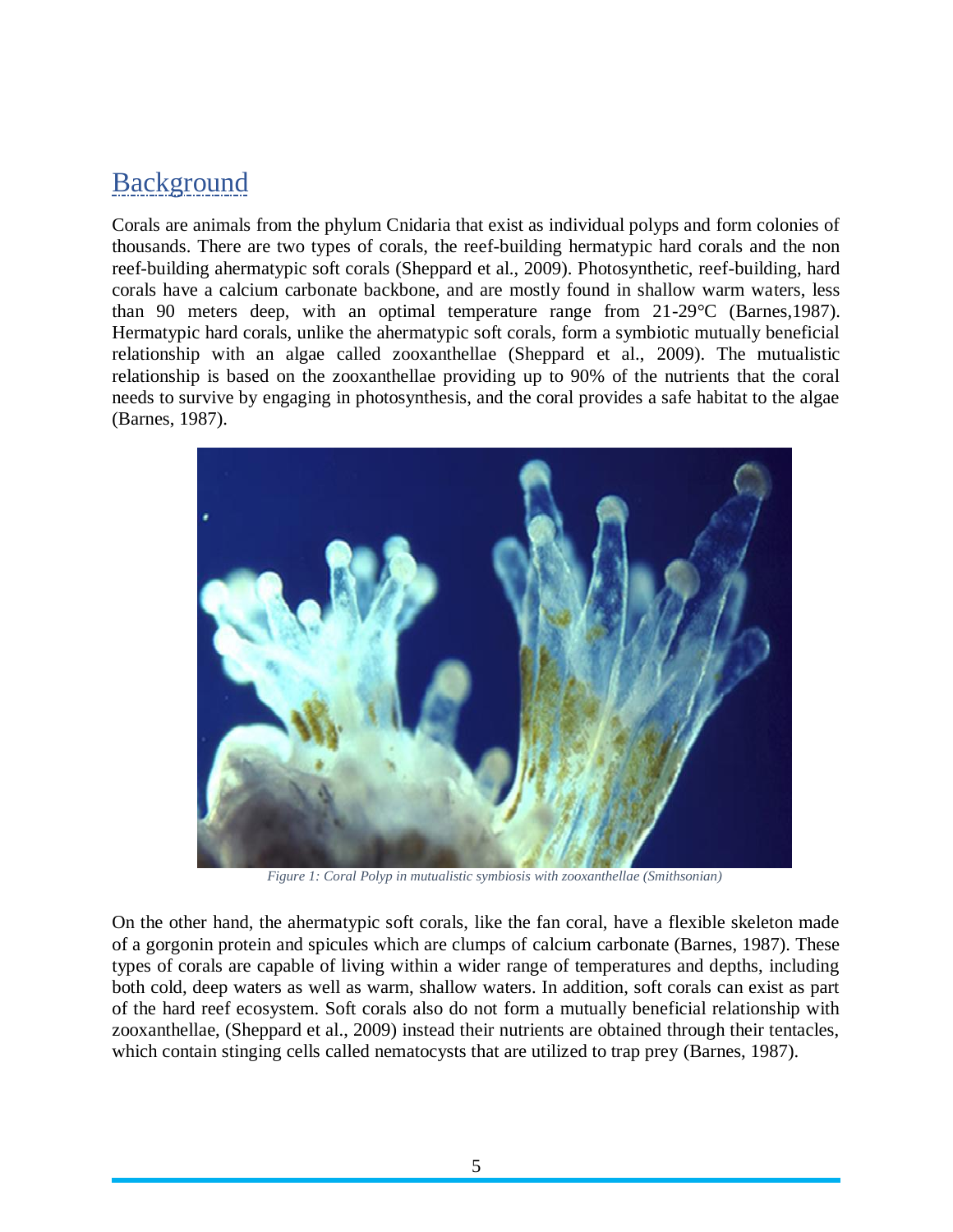# Background

Corals are animals from the phylum Cnidaria that exist as individual polyps and form colonies of thousands. There are two types of corals, the reef-building hermatypic hard corals and the non reef-building ahermatypic soft corals (Sheppard et al., 2009). Photosynthetic, reef-building, hard corals have a calcium carbonate backbone, and are mostly found in shallow warm waters, less than 90 meters deep, with an optimal temperature range from 21-29°C (Barnes,1987). Hermatypic hard corals, unlike the ahermatypic soft corals, form a symbiotic mutually beneficial relationship with an algae called zooxanthellae (Sheppard et al., 2009). The mutualistic relationship is based on the zooxanthellae providing up to 90% of the nutrients that the coral needs to survive by engaging in photosynthesis, and the coral provides a safe habitat to the algae (Barnes, 1987).

*Figure 1: Coral Polyp in mutualistic symbiosis with zooxanthellae (Smithsonian)*

On the other hand, the ahermatypic soft corals, like the fan coral, have a flexible skeleton made of a gorgonin protein and spicules which are clumps of calcium carbonate (Barnes, 1987). These types of corals are capable of living within a wider range of temperatures and depths, including both cold, deep waters as well as warm, shallow waters. In addition, soft corals can exist as part of the hard reef ecosystem. Soft corals also do not form a mutually beneficial relationship with zooxanthellae, (Sheppard et al., 2009) instead their nutrients are obtained through their tentacles, which contain stinging cells called nematocysts that are utilized to trap prey (Barnes, 1987).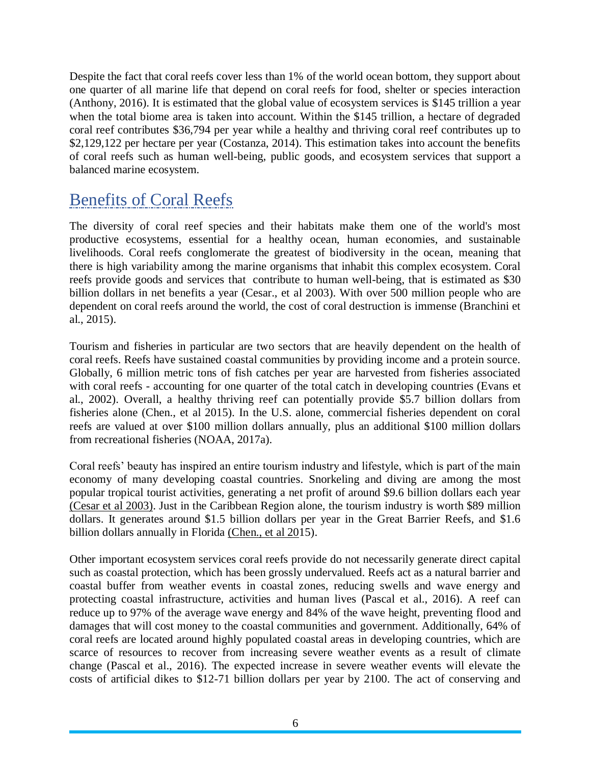Despite the fact that coral reefs cover less than 1% of the world ocean bottom, they support about one quarter of all marine life that depend on coral reefs for food, shelter or species interaction (Anthony, 2016). It is estimated that the global value of ecosystem services is $145 trillion a year when the total biome area is taken into account. Within the $145 trillion, a hectare of degraded coral reef contributes $36,794 per year while a healthy and thriving coral reef contributes up to $2,129,122 per hectare per year (Costanza, 2014). This estimation takes into account the benefits of coral reefs such as human well-being, public goods, and ecosystem services that support a balanced marine ecosystem.

## Benefits of Coral Reefs

The diversity of coral reef species and their habitats make them one of the world's most productive ecosystems, essential for a healthy ocean, human economies, and sustainable livelihoods. Coral reefs conglomerate the greatest of biodiversity in the ocean, meaning that there is high variability among the marine organisms that inhabit this complex ecosystem. Coral reefs provide goods and services that contribute to human well-being, that is estimated as $30 billion dollars in net benefits a year (Cesar., et al 2003). With over 500 million people who are dependent on coral reefs around the world, the cost of coral destruction is immense (Branchini et al., 2015).

Tourism and fisheries in particular are two sectors that are heavily dependent on the health of coral reefs. Reefs have sustained coastal communities by providing income and a protein source. Globally, 6 million metric tons of fish catches per year are harvested from fisheries associated with coral reefs - accounting for one quarter of the total catch in developing countries (Evans et al., 2002). Overall, a healthy thriving reef can potentially provide $5.7 billion dollars from fisheries alone (Chen., et al 2015). In the U.S. alone, commercial fisheries dependent on coral reefs are valued at over $100 million dollars annually, plus an additional $100 million dollars from recreational fisheries (NOAA, 2017a).

Coral reefs' beauty has inspired an entire tourism industry and lifestyle, which is part of the main economy of many developing coastal countries. Snorkeling and diving are among the most popular tropical tourist activities, generating a net profit of around $9.6 billion dollars each year (Cesar et al 2003). Just in the Caribbean Region alone, the tourism industry is worth $89 million dollars. It generates around $1.5 billion dollars per year in the Great Barrier Reefs, and $1.6 billion dollars annually in Florida (Chen., et al 2015).

Other important ecosystem services coral reefs provide do not necessarily generate direct capital such as coastal protection, which has been grossly undervalued. Reefs act as a natural barrier and coastal buffer from weather events in coastal zones, reducing swells and wave energy and protecting coastal infrastructure, activities and human lives (Pascal et al., 2016). A reef can reduce up to 97% of the average wave energy and 84% of the wave height, preventing flood and damages that will cost money to the coastal communities and government. Additionally, 64% of coral reefs are located around highly populated coastal areas in developing countries, which are scarce of resources to recover from increasing severe weather events as a result of climate change (Pascal et al., 2016). The expected increase in severe weather events will elevate the costs of artificial dikes to $12-71 billion dollars per year by 2100. The act of conserving and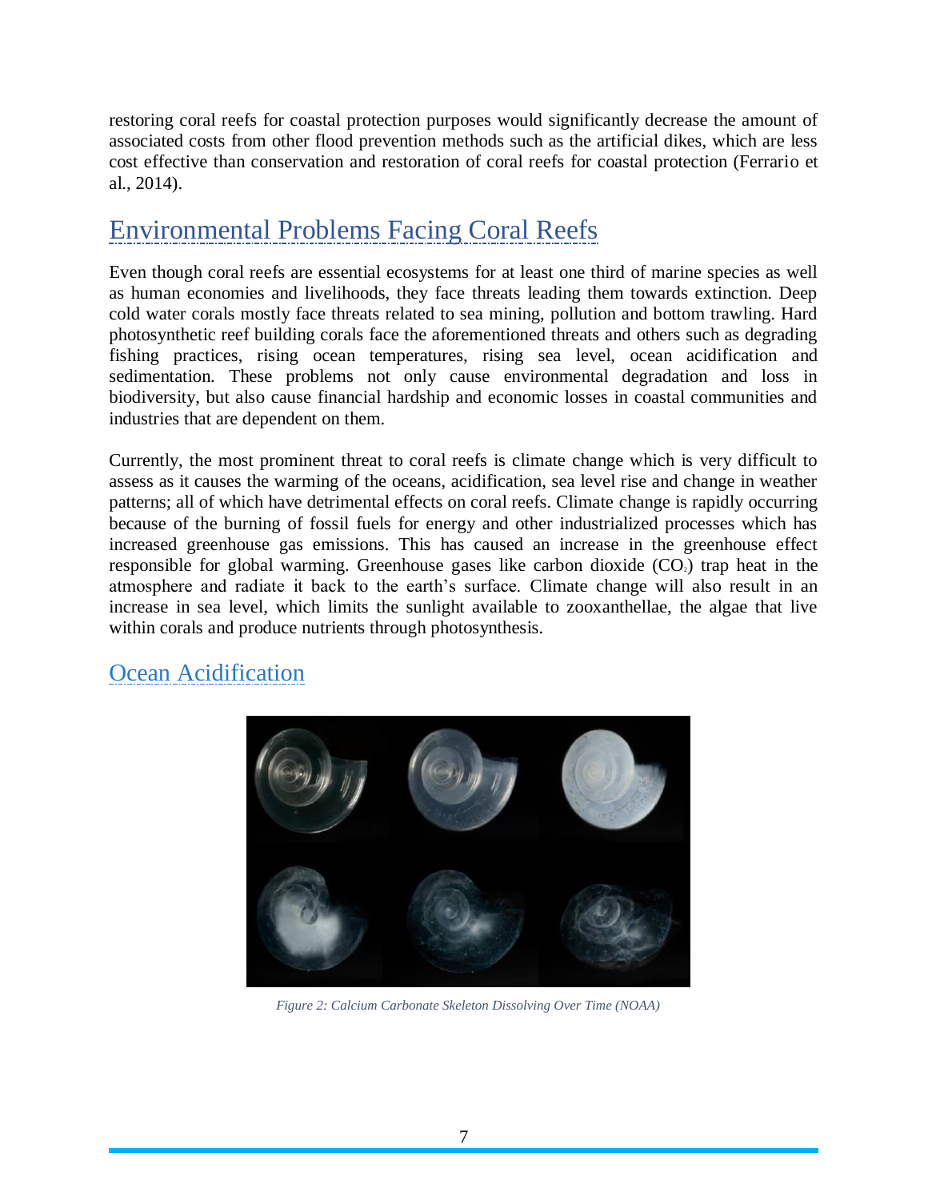restoring coral reefs for coastal protection purposes would significantly decrease the amount of associated costs from other flood prevention methods such as the artificial dikes, which are less cost effective than conservation and restoration of coral reefs for coastal protection (Ferrario et al., 2014).

## Environmental Problems Facing Coral Reefs

Even though coral reefs are essential ecosystems for at least one third of marine species as well as human economies and livelihoods, they face threats leading them towards extinction. Deep cold water corals mostly face threats related to sea mining, pollution and bottom trawling. Hard photosynthetic reef building corals face the aforementioned threats and others such as degrading fishing practices, rising ocean temperatures, rising sea level, ocean acidification and sedimentation. These problems not only cause environmental degradation and loss in biodiversity, but also cause financial hardship and economic losses in coastal communities and industries that are dependent on them.

Currently, the most prominent threat to coral reefs is climate change which is very difficult to assess as it causes the warming of the oceans, acidification, sea level rise and change in weather patterns; all of which have detrimental effects on coral reefs. Climate change is rapidly occurring because of the burning of fossil fuels for energy and other industrialized processes which has increased greenhouse gas emissions. This has caused an increase in the greenhouse effect responsible for global warming. Greenhouse gases like carbon dioxide ($CO_2$) trap heat in the atmosphere and radiate it back to the earth's surface. Climate change will also result in an increase in sea level, which limits the sunlight available to zooxanthellae, the algae that live within corals and produce nutrients through photosynthesis.

## Ocean Acidification

*Figure 2: Calcium Carbonate Skeleton Dissolving Over Time (NOAA)*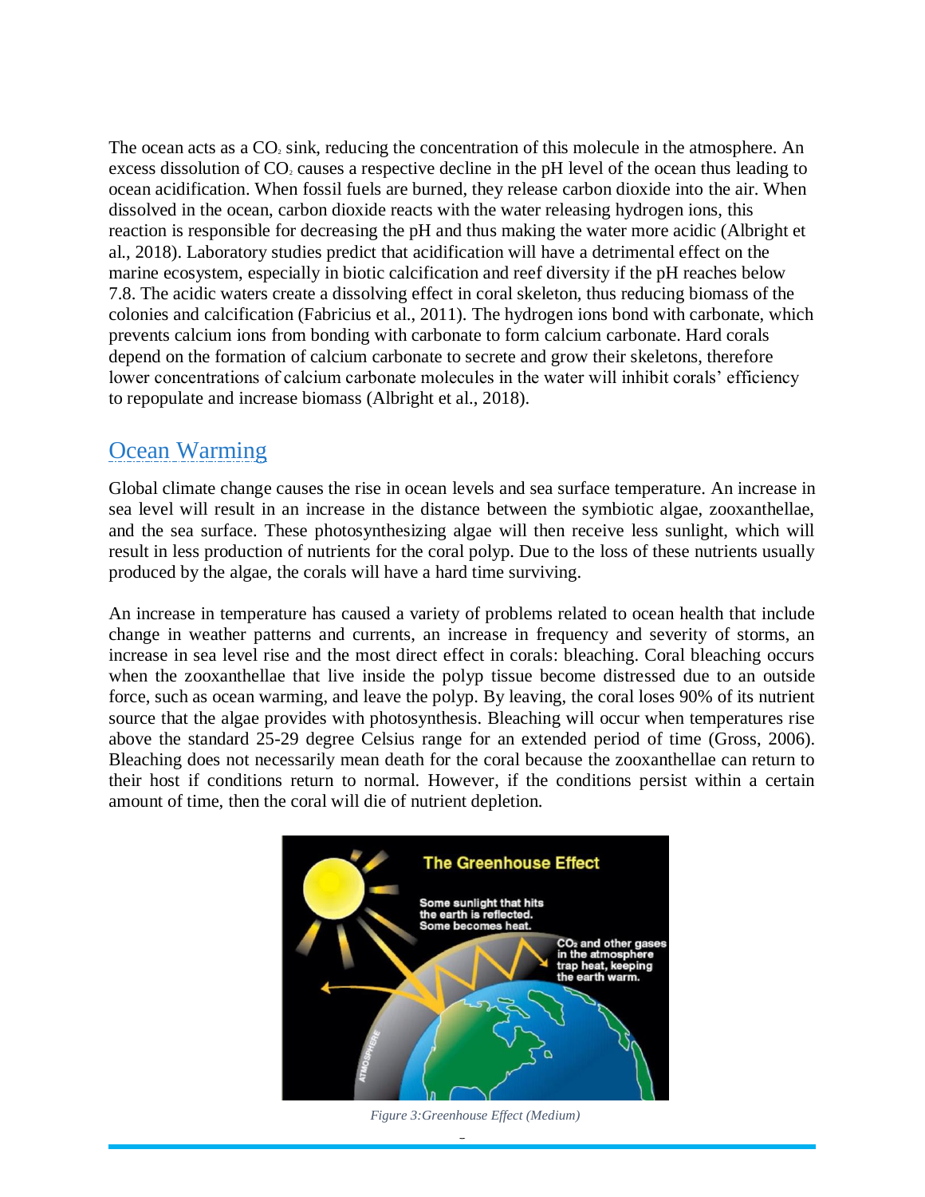The ocean acts as a $CO_2$ sink, reducing the concentration of this molecule in the atmosphere. An excess dissolution of $CO_2$ causes a respective decline in the pH level of the ocean thus leading to ocean acidification. When fossil fuels are burned, they release carbon dioxide into the air. When dissolved in the ocean, carbon dioxide reacts with the water releasing hydrogen ions, this reaction is responsible for decreasing the pH and thus making the water more acidic (Albright et al., 2018). Laboratory studies predict that acidification will have a detrimental effect on the marine ecosystem, especially in biotic calcification and reef diversity if the pH reaches below 7.8. The acidic waters create a dissolving effect in coral skeleton, thus reducing biomass of the colonies and calcification (Fabricius et al., 2011). The hydrogen ions bond with carbonate, which prevents calcium ions from bonding with carbonate to form calcium carbonate. Hard corals depend on the formation of calcium carbonate to secrete and grow their skeletons, therefore lower concentrations of calcium carbonate molecules in the water will inhibit corals' efficiency to repopulate and increase biomass (Albright et al., 2018).

## Ocean Warming

Global climate change causes the rise in ocean levels and sea surface temperature. An increase in sea level will result in an increase in the distance between the symbiotic algae, zooxanthellae, and the sea surface. These photosynthesizing algae will then receive less sunlight, which will result in less production of nutrients for the coral polyp. Due to the loss of these nutrients usually produced by the algae, the corals will have a hard time surviving.

An increase in temperature has caused a variety of problems related to ocean health that include change in weather patterns and currents, an increase in frequency and severity of storms, an increase in sea level rise and the most direct effect in corals: bleaching. Coral bleaching occurs when the zooxanthellae that live inside the polyp tissue become distressed due to an outside force, such as ocean warming, and leave the polyp. By leaving, the coral loses 90% of its nutrient source that the algae provides with photosynthesis. Bleaching will occur when temperatures rise above the standard 25-29 degree Celsius range for an extended period of time (Gross, 2006). Bleaching does not necessarily mean death for the coral because the zooxanthellae can return to their host if conditions return to normal. However, if the conditions persist within a certain amount of time, then the coral will die of nutrient depletion.

*Figure 3:Greenhouse Effect (Medium)*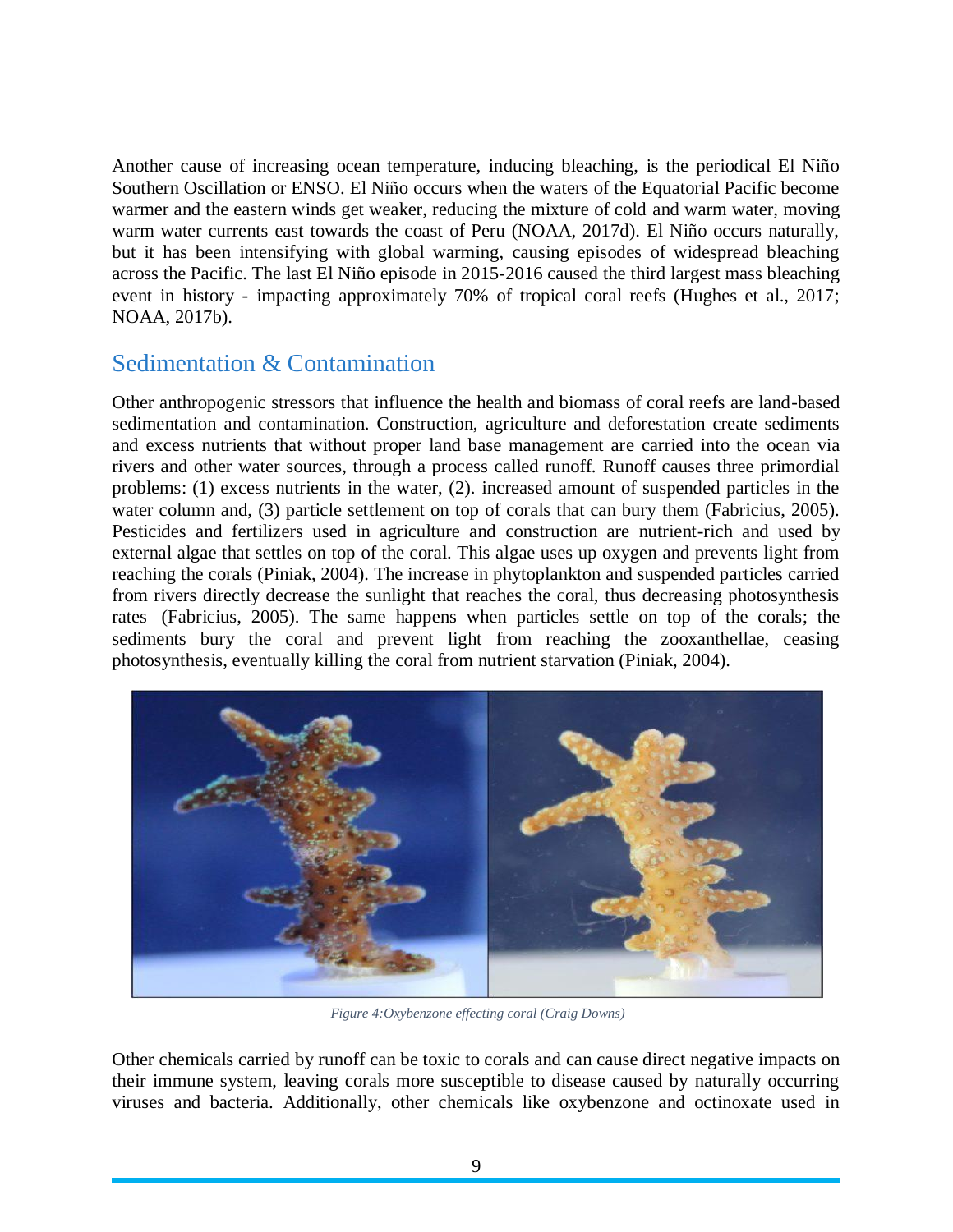Another cause of increasing ocean temperature, inducing bleaching, is the periodical El Niño Southern Oscillation or ENSO. El Niño occurs when the waters of the Equatorial Pacific become warmer and the eastern winds get weaker, reducing the mixture of cold and warm water, moving warm water currents east towards the coast of Peru (NOAA, 2017d). El Niño occurs naturally, but it has been intensifying with global warming, causing episodes of widespread bleaching across the Pacific. The last El Niño episode in 2015-2016 caused the third largest mass bleaching event in history - impacting approximately 70% of tropical coral reefs (Hughes et al., 2017; NOAA, 2017b).

## Sedimentation & Contamination

Other anthropogenic stressors that influence the health and biomass of coral reefs are land-based sedimentation and contamination. Construction, agriculture and deforestation create sediments and excess nutrients that without proper land base management are carried into the ocean via rivers and other water sources, through a process called runoff. Runoff causes three primordial problems: (1) excess nutrients in the water, (2). increased amount of suspended particles in the water column and, (3) particle settlement on top of corals that can bury them (Fabricius, 2005). Pesticides and fertilizers used in agriculture and construction are nutrient-rich and used by external algae that settles on top of the coral. This algae uses up oxygen and prevents light from reaching the corals (Piniak, 2004). The increase in phytoplankton and suspended particles carried from rivers directly decrease the sunlight that reaches the coral, thus decreasing photosynthesis rates (Fabricius, 2005). The same happens when particles settle on top of the corals; the sediments bury the coral and prevent light from reaching the zooxanthellae, ceasing photosynthesis, eventually killing the coral from nutrient starvation (Piniak, 2004).

*Figure 4:Oxybenzone effecting coral (Craig Downs)*

Other chemicals carried by runoff can be toxic to corals and can cause direct negative impacts on their immune system, leaving corals more susceptible to disease caused by naturally occurring viruses and bacteria. Additionally, other chemicals like oxybenzone and octinoxate used in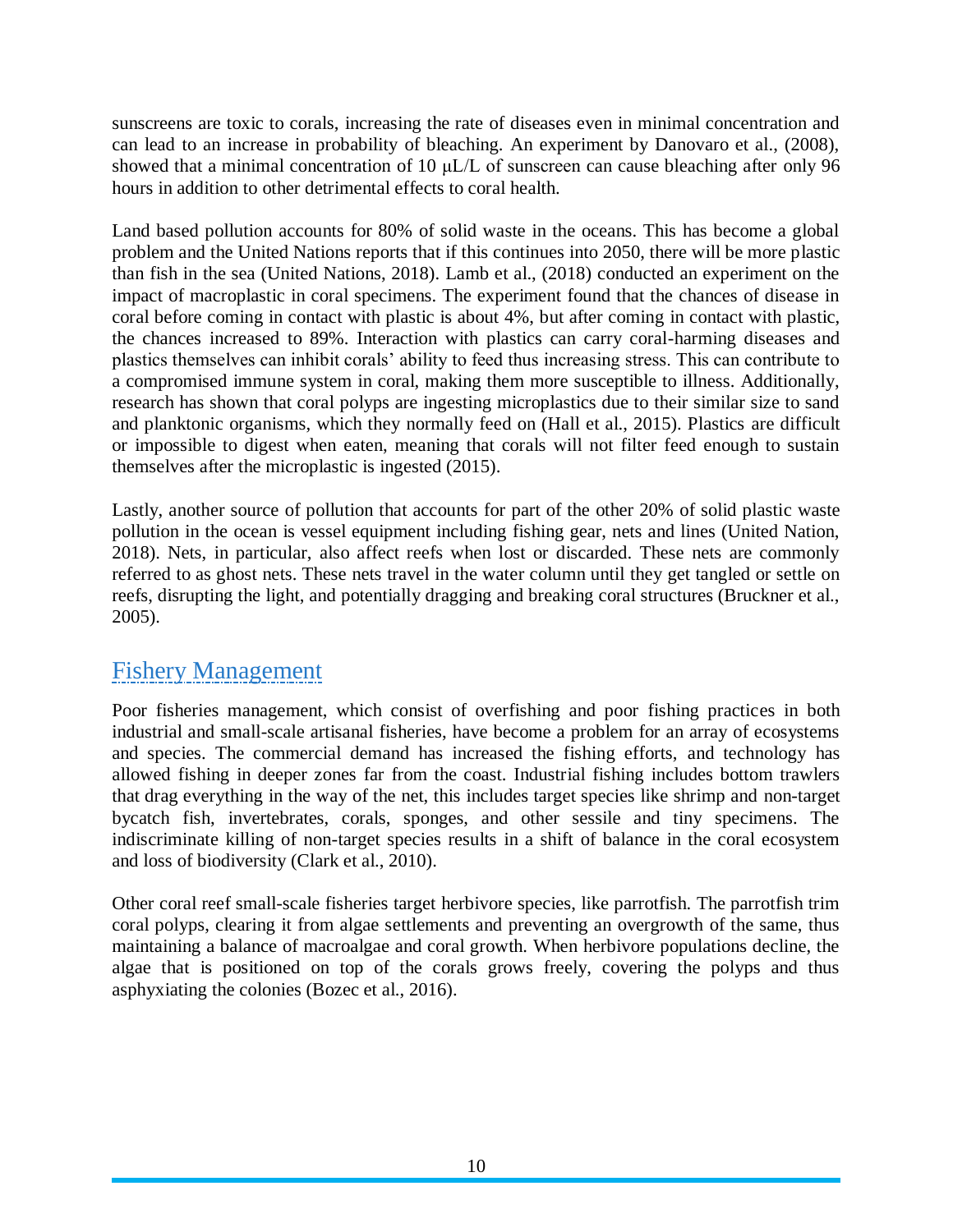sunscreens are toxic to corals, increasing the rate of diseases even in minimal concentration and can lead to an increase in probability of bleaching. An experiment by Danovaro et al., (2008), showed that a minimal concentration of 10 μL/L of sunscreen can cause bleaching after only 96 hours in addition to other detrimental effects to coral health.

Land based pollution accounts for 80% of solid waste in the oceans. This has become a global problem and the United Nations reports that if this continues into 2050, there will be more plastic than fish in the sea (United Nations, 2018). Lamb et al., (2018) conducted an experiment on the impact of macroplastic in coral specimens. The experiment found that the chances of disease in coral before coming in contact with plastic is about 4%, but after coming in contact with plastic, the chances increased to 89%. Interaction with plastics can carry coral-harming diseases and plastics themselves can inhibit corals' ability to feed thus increasing stress. This can contribute to a compromised immune system in coral, making them more susceptible to illness. Additionally, research has shown that coral polyps are ingesting microplastics due to their similar size to sand and planktonic organisms, which they normally feed on (Hall et al., 2015). Plastics are difficult or impossible to digest when eaten, meaning that corals will not filter feed enough to sustain themselves after the microplastic is ingested (2015).

Lastly, another source of pollution that accounts for part of the other 20% of solid plastic waste pollution in the ocean is vessel equipment including fishing gear, nets and lines (United Nation, 2018). Nets, in particular, also affect reefs when lost or discarded. These nets are commonly referred to as ghost nets. These nets travel in the water column until they get tangled or settle on reefs, disrupting the light, and potentially dragging and breaking coral structures (Bruckner et al., 2005).

## Fishery Management

Poor fisheries management, which consist of overfishing and poor fishing practices in both industrial and small-scale artisanal fisheries, have become a problem for an array of ecosystems and species. The commercial demand has increased the fishing efforts, and technology has allowed fishing in deeper zones far from the coast. Industrial fishing includes bottom trawlers that drag everything in the way of the net, this includes target species like shrimp and non-target bycatch fish, invertebrates, corals, sponges, and other sessile and tiny specimens. The indiscriminate killing of non-target species results in a shift of balance in the coral ecosystem and loss of biodiversity (Clark et al., 2010).

Other coral reef small-scale fisheries target herbivore species, like parrotfish. The parrotfish trim coral polyps, clearing it from algae settlements and preventing an overgrowth of the same, thus maintaining a balance of macroalgae and coral growth. When herbivore populations decline, the algae that is positioned on top of the corals grows freely, covering the polyps and thus asphyxiating the colonies (Bozec et al., 2016).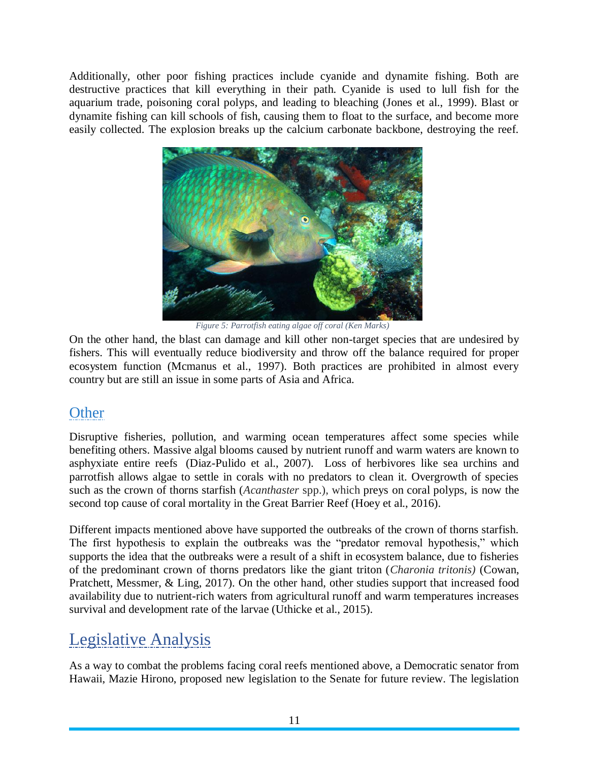Additionally, other poor fishing practices include cyanide and dynamite fishing. Both are destructive practices that kill everything in their path. Cyanide is used to lull fish for the aquarium trade, poisoning coral polyps, and leading to bleaching (Jones et al., 1999). Blast or dynamite fishing can kill schools of fish, causing them to float to the surface, and become more easily collected. The explosion breaks up the calcium carbonate backbone, destroying the reef.

*Figure 5: Parrotfish eating algae off coral (Ken Marks)*

On the other hand, the blast can damage and kill other non-target species that are undesired by fishers. This will eventually reduce biodiversity and throw off the balance required for proper ecosystem function (Mcmanus et al., 1997). Both practices are prohibited in almost every country but are still an issue in some parts of Asia and Africa.

## Other

Disruptive fisheries, pollution, and warming ocean temperatures affect some species while benefiting others. Massive algal blooms caused by nutrient runoff and warm waters are known to asphyxiate entire reefs (Diaz-Pulido et al., 2007). Loss of herbivores like sea urchins and parrotfish allows algae to settle in corals with no predators to clean it. Overgrowth of species such as the crown of thorns starfish (*Acanthaster* spp.), which preys on coral polyps, is now the second top cause of coral mortality in the Great Barrier Reef (Hoey et al., 2016).

Different impacts mentioned above have supported the outbreaks of the crown of thorns starfish. The first hypothesis to explain the outbreaks was the "predator removal hypothesis," which supports the idea that the outbreaks were a result of a shift in ecosystem balance, due to fisheries of the predominant crown of thorns predators like the giant triton (*Charonia tritonis)* (Cowan, Pratchett, Messmer, & Ling, 2017). On the other hand, other studies support that increased food availability due to nutrient-rich waters from agricultural runoff and warm temperatures increases survival and development rate of the larvae (Uthicke et al., 2015).

# Legislative Analysis

As a way to combat the problems facing coral reefs mentioned above, a Democratic senator from Hawaii, Mazie Hirono, proposed new legislation to the Senate for future review. The legislation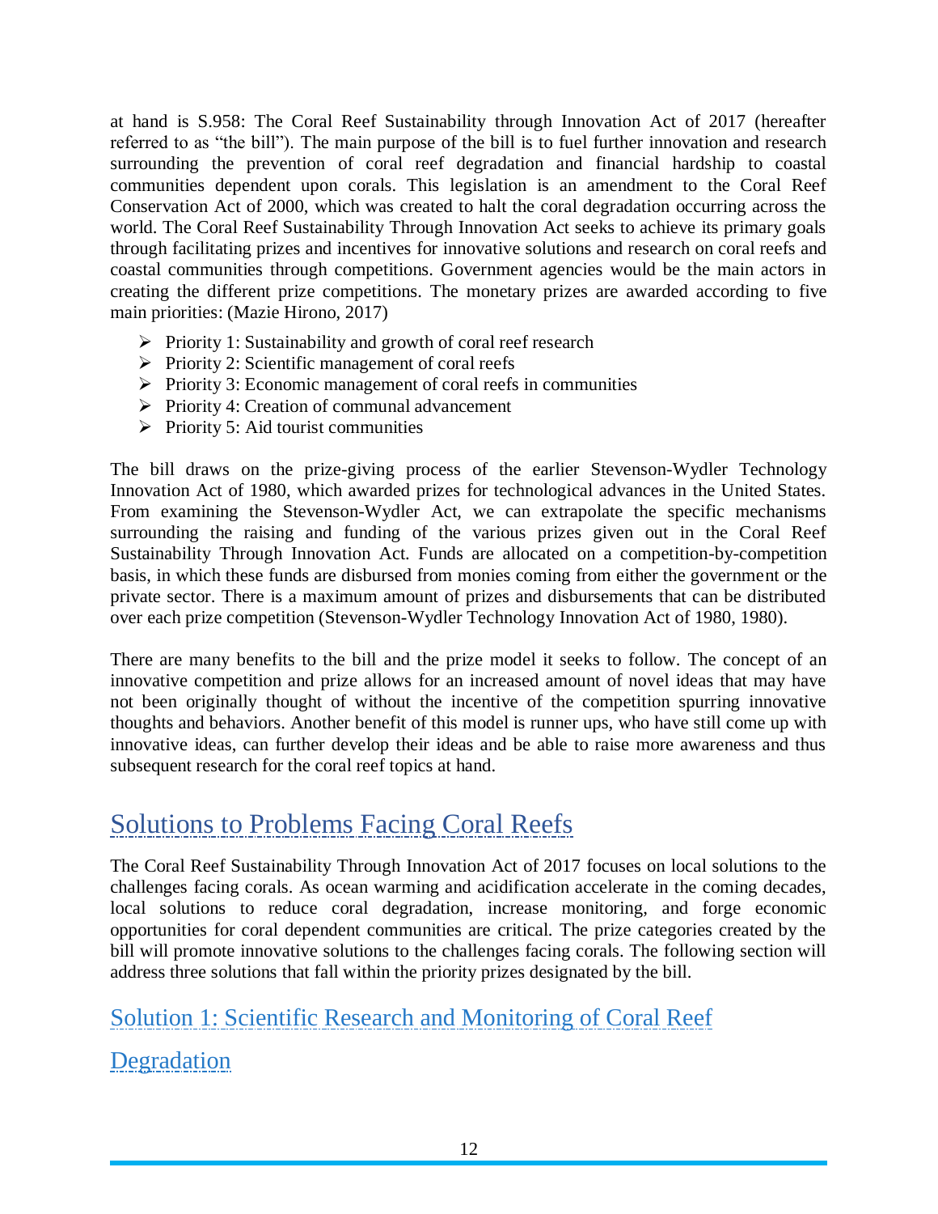at hand is S.958: The Coral Reef Sustainability through Innovation Act of 2017 (hereafter referred to as "the bill"). The main purpose of the bill is to fuel further innovation and research surrounding the prevention of coral reef degradation and financial hardship to coastal communities dependent upon corals. This legislation is an amendment to the Coral Reef Conservation Act of 2000, which was created to halt the coral degradation occurring across the world. The Coral Reef Sustainability Through Innovation Act seeks to achieve its primary goals through facilitating prizes and incentives for innovative solutions and research on coral reefs and coastal communities through competitions. Government agencies would be the main actors in creating the different prize competitions. The monetary prizes are awarded according to five main priorities: (Mazie Hirono, 2017)

- Priority 1: Sustainability and growth of coral reef research
- Priority 2: Scientific management of coral reefs
- Priority 3: Economic management of coral reefs in communities
- Priority 4: Creation of communal advancement
- Priority 5: Aid tourist communities

The bill draws on the prize-giving process of the earlier Stevenson-Wydler Technology Innovation Act of 1980, which awarded prizes for technological advances in the United States. From examining the Stevenson-Wydler Act, we can extrapolate the specific mechanisms surrounding the raising and funding of the various prizes given out in the Coral Reef Sustainability Through Innovation Act. Funds are allocated on a competition-by-competition basis, in which these funds are disbursed from monies coming from either the government or the private sector. There is a maximum amount of prizes and disbursements that can be distributed over each prize competition (Stevenson-Wydler Technology Innovation Act of 1980, 1980).

There are many benefits to the bill and the prize model it seeks to follow. The concept of an innovative competition and prize allows for an increased amount of novel ideas that may have not been originally thought of without the incentive of the competition spurring innovative thoughts and behaviors. Another benefit of this model is runner ups, who have still come up with innovative ideas, can further develop their ideas and be able to raise more awareness and thus subsequent research for the coral reef topics at hand.

## Solutions to Problems Facing Coral Reefs

The Coral Reef Sustainability Through Innovation Act of 2017 focuses on local solutions to the challenges facing corals. As ocean warming and acidification accelerate in the coming decades, local solutions to reduce coral degradation, increase monitoring, and forge economic opportunities for coral dependent communities are critical. The prize categories created by the bill will promote innovative solutions to the challenges facing corals. The following section will address three solutions that fall within the priority prizes designated by the bill.

### Solution 1: Scientific Research and Monitoring of Coral Reef Degradation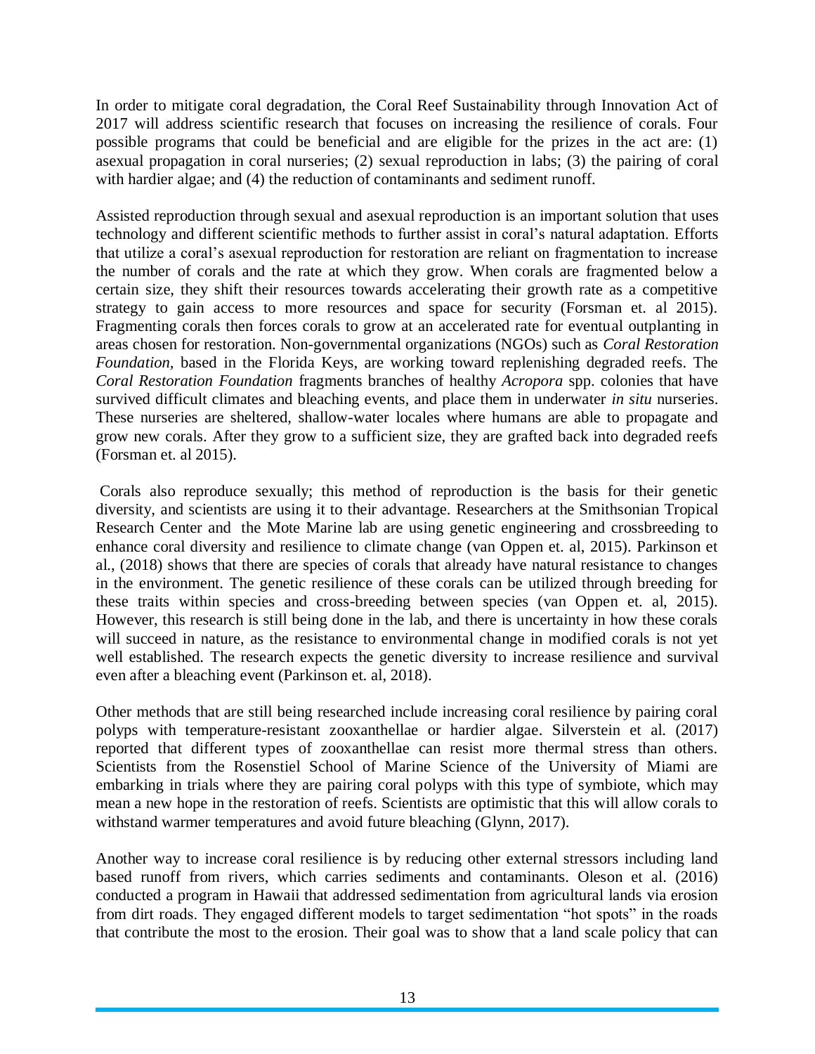In order to mitigate coral degradation, the Coral Reef Sustainability through Innovation Act of 2017 will address scientific research that focuses on increasing the resilience of corals. Four possible programs that could be beneficial and are eligible for the prizes in the act are: (1) asexual propagation in coral nurseries; (2) sexual reproduction in labs; (3) the pairing of coral with hardier algae; and (4) the reduction of contaminants and sediment runoff.

Assisted reproduction through sexual and asexual reproduction is an important solution that uses technology and different scientific methods to further assist in coral's natural adaptation. Efforts that utilize a coral's asexual reproduction for restoration are reliant on fragmentation to increase the number of corals and the rate at which they grow. When corals are fragmented below a certain size, they shift their resources towards accelerating their growth rate as a competitive strategy to gain access to more resources and space for security (Forsman et. al 2015). Fragmenting corals then forces corals to grow at an accelerated rate for eventual outplanting in areas chosen for restoration. Non-governmental organizations (NGOs) such as *Coral Restoration Foundation,* based in the Florida Keys, are working toward replenishing degraded reefs. The *Coral Restoration Foundation* fragments branches of healthy *Acropora* spp. colonies that have survived difficult climates and bleaching events, and place them in underwater *in situ* nurseries. These nurseries are sheltered, shallow-water locales where humans are able to propagate and grow new corals. After they grow to a sufficient size, they are grafted back into degraded reefs (Forsman et. al 2015).

Corals also reproduce sexually; this method of reproduction is the basis for their genetic diversity, and scientists are using it to their advantage. Researchers at the Smithsonian Tropical Research Center and the Mote Marine lab are using genetic engineering and crossbreeding to enhance coral diversity and resilience to climate change (van Oppen et. al, 2015). Parkinson et al., (2018) shows that there are species of corals that already have natural resistance to changes in the environment. The genetic resilience of these corals can be utilized through breeding for these traits within species and cross-breeding between species (van Oppen et. al, 2015). However, this research is still being done in the lab, and there is uncertainty in how these corals will succeed in nature, as the resistance to environmental change in modified corals is not yet well established. The research expects the genetic diversity to increase resilience and survival even after a bleaching event (Parkinson et. al, 2018).

Other methods that are still being researched include increasing coral resilience by pairing coral polyps with temperature-resistant zooxanthellae or hardier algae. Silverstein et al. (2017) reported that different types of zooxanthellae can resist more thermal stress than others. Scientists from the Rosenstiel School of Marine Science of the University of Miami are embarking in trials where they are pairing coral polyps with this type of symbiote, which may mean a new hope in the restoration of reefs. Scientists are optimistic that this will allow corals to withstand warmer temperatures and avoid future bleaching (Glynn, 2017).

Another way to increase coral resilience is by reducing other external stressors including land based runoff from rivers, which carries sediments and contaminants. Oleson et al. (2016) conducted a program in Hawaii that addressed sedimentation from agricultural lands via erosion from dirt roads. They engaged different models to target sedimentation "hot spots" in the roads that contribute the most to the erosion. Their goal was to show that a land scale policy that can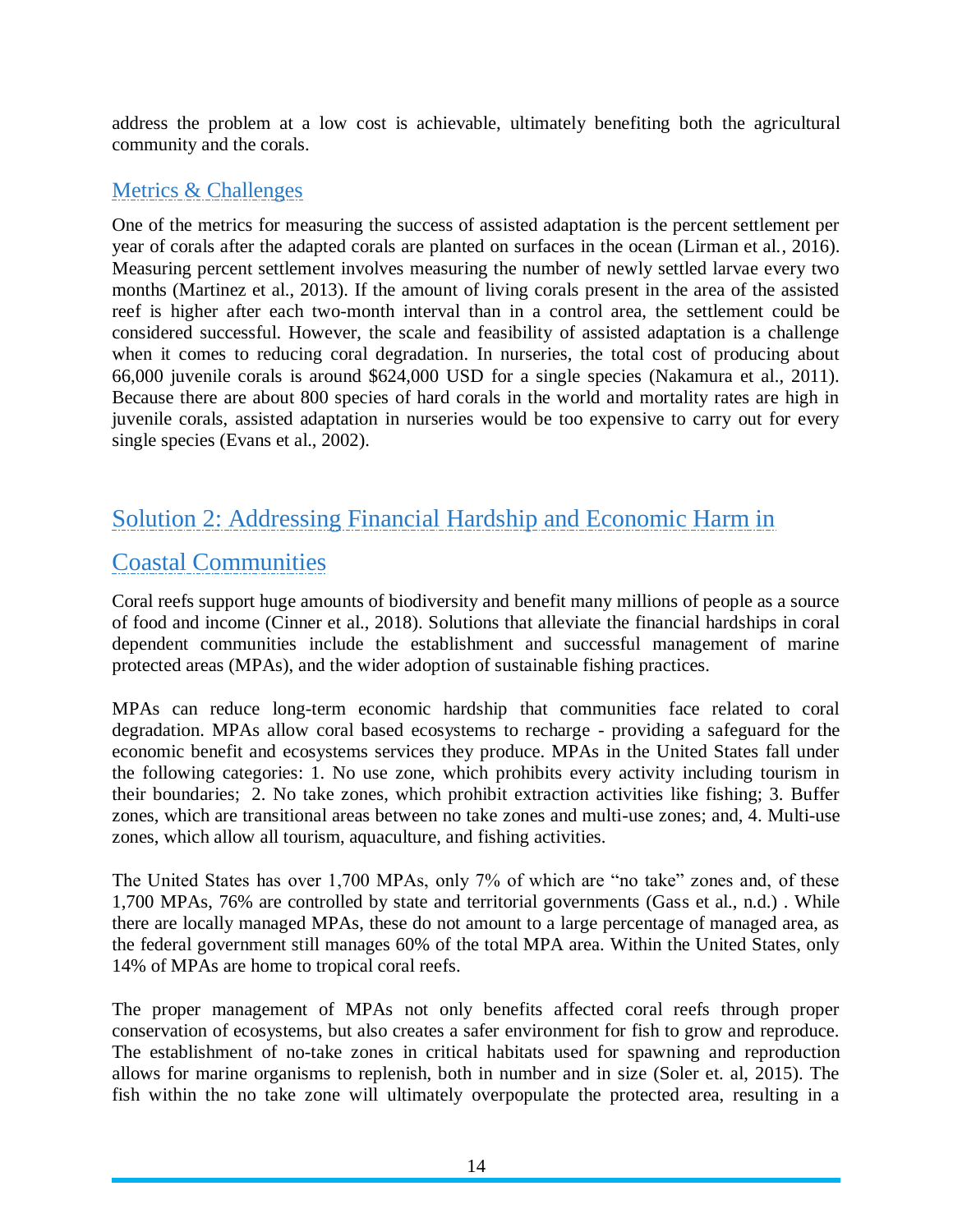address the problem at a low cost is achievable, ultimately benefiting both the agricultural community and the corals.

### Metrics & Challenges

One of the metrics for measuring the success of assisted adaptation is the percent settlement per year of corals after the adapted corals are planted on surfaces in the ocean (Lirman et al., 2016). Measuring percent settlement involves measuring the number of newly settled larvae every two months (Martinez et al., 2013). If the amount of living corals present in the area of the assisted reef is higher after each two-month interval than in a control area, the settlement could be considered successful. However, the scale and feasibility of assisted adaptation is a challenge when it comes to reducing coral degradation. In nurseries, the total cost of producing about 66,000 juvenile corals is around $624,000 USD for a single species (Nakamura et al., 2011). Because there are about 800 species of hard corals in the world and mortality rates are high in juvenile corals, assisted adaptation in nurseries would be too expensive to carry out for every single species (Evans et al., 2002).

## Solution 2: Addressing Financial Hardship and Economic Harm in Coastal Communities

Coral reefs support huge amounts of biodiversity and benefit many millions of people as a source of food and income (Cinner et al., 2018). Solutions that alleviate the financial hardships in coral dependent communities include the establishment and successful management of marine protected areas (MPAs), and the wider adoption of sustainable fishing practices.

MPAs can reduce long-term economic hardship that communities face related to coral degradation. MPAs allow coral based ecosystems to recharge - providing a safeguard for the economic benefit and ecosystems services they produce. MPAs in the United States fall under the following categories: 1. No use zone, which prohibits every activity including tourism in their boundaries; 2. No take zones, which prohibit extraction activities like fishing; 3. Buffer zones, which are transitional areas between no take zones and multi-use zones; and, 4. Multi-use zones, which allow all tourism, aquaculture, and fishing activities.

The United States has over 1,700 MPAs, only 7% of which are "no take" zones and, of these 1,700 MPAs, 76% are controlled by state and territorial governments (Gass et al., n.d.) . While there are locally managed MPAs, these do not amount to a large percentage of managed area, as the federal government still manages 60% of the total MPA area. Within the United States, only 14% of MPAs are home to tropical coral reefs.

The proper management of MPAs not only benefits affected coral reefs through proper conservation of ecosystems, but also creates a safer environment for fish to grow and reproduce. The establishment of no-take zones in critical habitats used for spawning and reproduction allows for marine organisms to replenish, both in number and in size (Soler et. al, 2015). The fish within the no take zone will ultimately overpopulate the protected area, resulting in a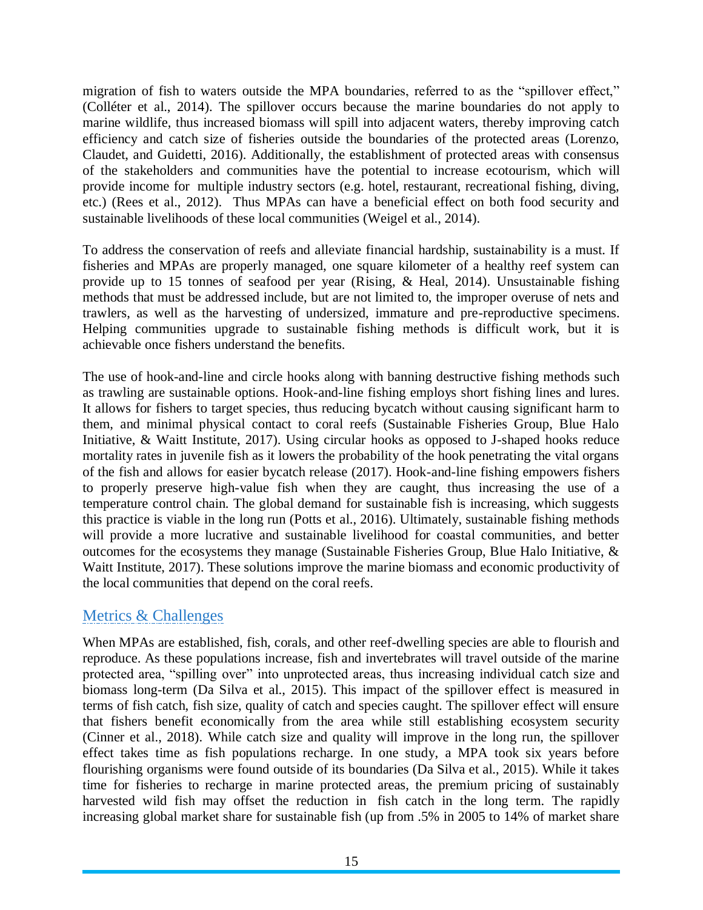migration of fish to waters outside the MPA boundaries, referred to as the "spillover effect," (Colléter et al., 2014). The spillover occurs because the marine boundaries do not apply to marine wildlife, thus increased biomass will spill into adjacent waters, thereby improving catch efficiency and catch size of fisheries outside the boundaries of the protected areas (Lorenzo, Claudet, and Guidetti, 2016). Additionally, the establishment of protected areas with consensus of the stakeholders and communities have the potential to increase ecotourism, which will provide income for multiple industry sectors (e.g. hotel, restaurant, recreational fishing, diving, etc.) (Rees et al., 2012). Thus MPAs can have a beneficial effect on both food security and sustainable livelihoods of these local communities (Weigel et al., 2014).

To address the conservation of reefs and alleviate financial hardship, sustainability is a must. If fisheries and MPAs are properly managed, one square kilometer of a healthy reef system can provide up to 15 tonnes of seafood per year (Rising, & Heal, 2014). Unsustainable fishing methods that must be addressed include, but are not limited to, the improper overuse of nets and trawlers, as well as the harvesting of undersized, immature and pre-reproductive specimens. Helping communities upgrade to sustainable fishing methods is difficult work, but it is achievable once fishers understand the benefits.

The use of hook-and-line and circle hooks along with banning destructive fishing methods such as trawling are sustainable options. Hook-and-line fishing employs short fishing lines and lures. It allows for fishers to target species, thus reducing bycatch without causing significant harm to them, and minimal physical contact to coral reefs (Sustainable Fisheries Group, Blue Halo Initiative, & Waitt Institute, 2017). Using circular hooks as opposed to J-shaped hooks reduce mortality rates in juvenile fish as it lowers the probability of the hook penetrating the vital organs of the fish and allows for easier bycatch release (2017). Hook-and-line fishing empowers fishers to properly preserve high-value fish when they are caught, thus increasing the use of a temperature control chain. The global demand for sustainable fish is increasing, which suggests this practice is viable in the long run (Potts et al., 2016). Ultimately, sustainable fishing methods will provide a more lucrative and sustainable livelihood for coastal communities, and better outcomes for the ecosystems they manage (Sustainable Fisheries Group, Blue Halo Initiative, & Waitt Institute, 2017). These solutions improve the marine biomass and economic productivity of the local communities that depend on the coral reefs.

## Metrics & Challenges

When MPAs are established, fish, corals, and other reef-dwelling species are able to flourish and reproduce. As these populations increase, fish and invertebrates will travel outside of the marine protected area, "spilling over" into unprotected areas, thus increasing individual catch size and biomass long-term (Da Silva et al., 2015). This impact of the spillover effect is measured in terms of fish catch, fish size, quality of catch and species caught. The spillover effect will ensure that fishers benefit economically from the area while still establishing ecosystem security (Cinner et al., 2018). While catch size and quality will improve in the long run, the spillover effect takes time as fish populations recharge. In one study, a MPA took six years before flourishing organisms were found outside of its boundaries (Da Silva et al., 2015). While it takes time for fisheries to recharge in marine protected areas, the premium pricing of sustainably harvested wild fish may offset the reduction in fish catch in the long term. The rapidly increasing global market share for sustainable fish (up from .5% in 2005 to 14% of market share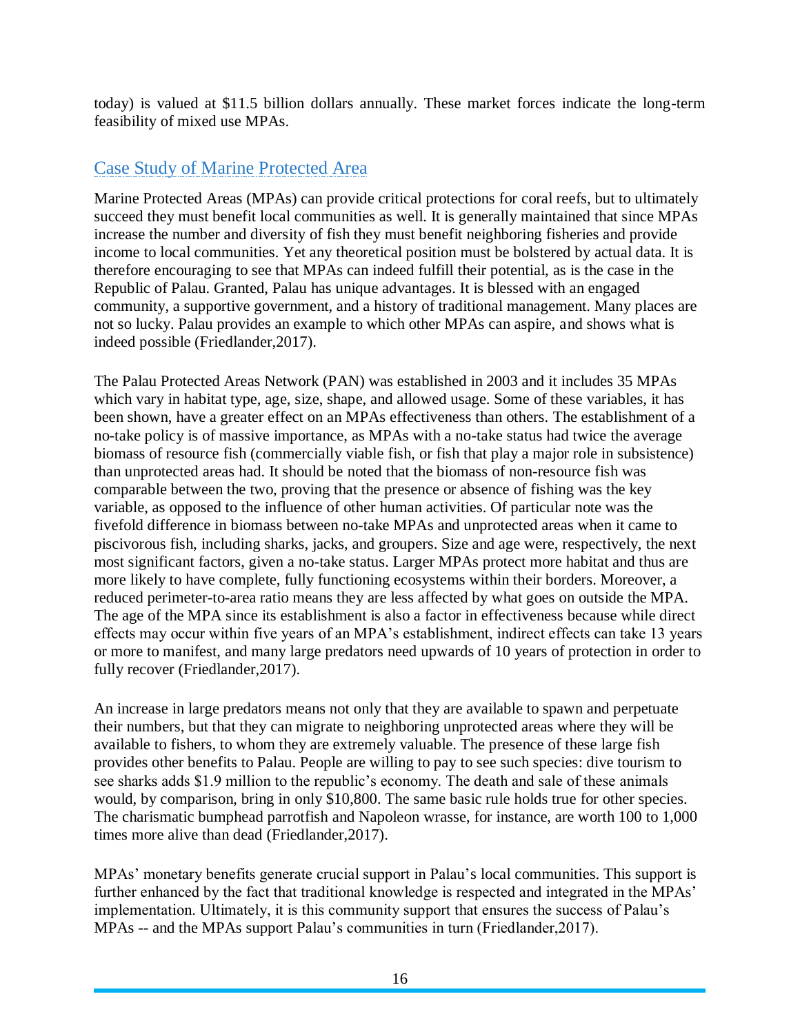today) is valued at $11.5 billion dollars annually. These market forces indicate the long-term feasibility of mixed use MPAs.

## Case Study of Marine Protected Area

Marine Protected Areas (MPAs) can provide critical protections for coral reefs, but to ultimately succeed they must benefit local communities as well. It is generally maintained that since MPAs increase the number and diversity of fish they must benefit neighboring fisheries and provide income to local communities. Yet any theoretical position must be bolstered by actual data. It is therefore encouraging to see that MPAs can indeed fulfill their potential, as is the case in the Republic of Palau. Granted, Palau has unique advantages. It is blessed with an engaged community, a supportive government, and a history of traditional management. Many places are not so lucky. Palau provides an example to which other MPAs can aspire, and shows what is indeed possible (Friedlander,2017).

The Palau Protected Areas Network (PAN) was established in 2003 and it includes 35 MPAs which vary in habitat type, age, size, shape, and allowed usage. Some of these variables, it has been shown, have a greater effect on an MPAs effectiveness than others. The establishment of a no-take policy is of massive importance, as MPAs with a no-take status had twice the average biomass of resource fish (commercially viable fish, or fish that play a major role in subsistence) than unprotected areas had. It should be noted that the biomass of non-resource fish was comparable between the two, proving that the presence or absence of fishing was the key variable, as opposed to the influence of other human activities. Of particular note was the fivefold difference in biomass between no-take MPAs and unprotected areas when it came to piscivorous fish, including sharks, jacks, and groupers. Size and age were, respectively, the next most significant factors, given a no-take status. Larger MPAs protect more habitat and thus are more likely to have complete, fully functioning ecosystems within their borders. Moreover, a reduced perimeter-to-area ratio means they are less affected by what goes on outside the MPA. The age of the MPA since its establishment is also a factor in effectiveness because while direct effects may occur within five years of an MPA's establishment, indirect effects can take 13 years or more to manifest, and many large predators need upwards of 10 years of protection in order to fully recover (Friedlander,2017).

An increase in large predators means not only that they are available to spawn and perpetuate their numbers, but that they can migrate to neighboring unprotected areas where they will be available to fishers, to whom they are extremely valuable. The presence of these large fish provides other benefits to Palau. People are willing to pay to see such species: dive tourism to see sharks adds $1.9 million to the republic's economy. The death and sale of these animals would, by comparison, bring in only $10,800. The same basic rule holds true for other species. The charismatic bumphead parrotfish and Napoleon wrasse, for instance, are worth 100 to 1,000 times more alive than dead (Friedlander,2017).

MPAs' monetary benefits generate crucial support in Palau's local communities. This support is further enhanced by the fact that traditional knowledge is respected and integrated in the MPAs' implementation. Ultimately, it is this community support that ensures the success of Palau's MPAs -- and the MPAs support Palau's communities in turn (Friedlander,2017).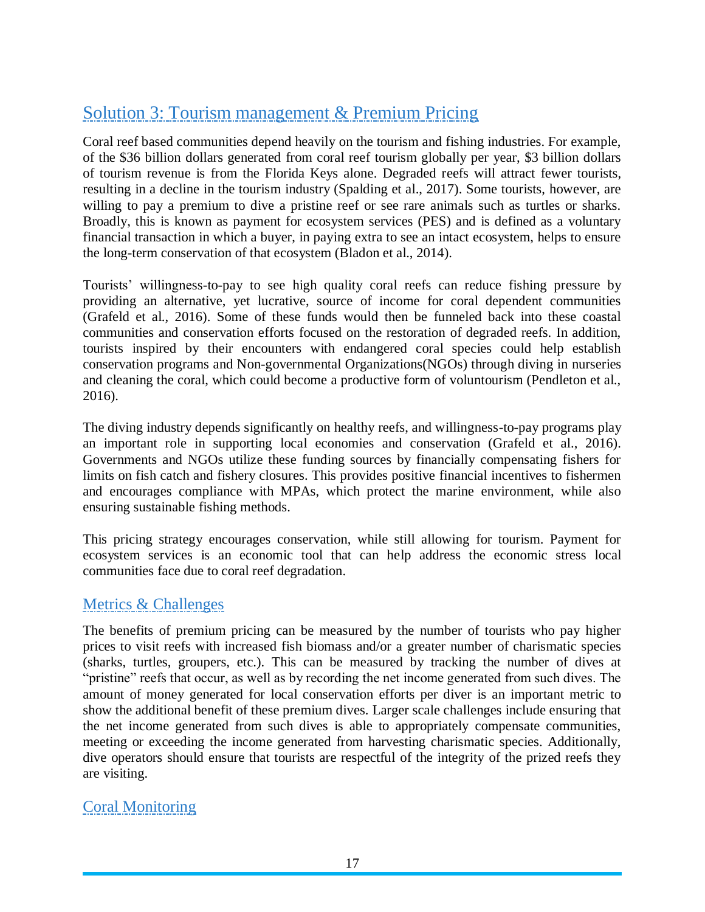## Solution 3: Tourism management & Premium Pricing

Coral reef based communities depend heavily on the tourism and fishing industries. For example, of the $36 billion dollars generated from coral reef tourism globally per year, $3 billion dollars of tourism revenue is from the Florida Keys alone. Degraded reefs will attract fewer tourists, resulting in a decline in the tourism industry (Spalding et al., 2017). Some tourists, however, are willing to pay a premium to dive a pristine reef or see rare animals such as turtles or sharks. Broadly, this is known as payment for ecosystem services (PES) and is defined as a voluntary financial transaction in which a buyer, in paying extra to see an intact ecosystem, helps to ensure the long-term conservation of that ecosystem (Bladon et al., 2014).

Tourists' willingness-to-pay to see high quality coral reefs can reduce fishing pressure by providing an alternative, yet lucrative, source of income for coral dependent communities (Grafeld et al., 2016). Some of these funds would then be funneled back into these coastal communities and conservation efforts focused on the restoration of degraded reefs. In addition, tourists inspired by their encounters with endangered coral species could help establish conservation programs and Non-governmental Organizations(NGOs) through diving in nurseries and cleaning the coral, which could become a productive form of voluntourism (Pendleton et al., 2016).

The diving industry depends significantly on healthy reefs, and willingness-to-pay programs play an important role in supporting local economies and conservation (Grafeld et al., 2016). Governments and NGOs utilize these funding sources by financially compensating fishers for limits on fish catch and fishery closures. This provides positive financial incentives to fishermen and encourages compliance with MPAs, which protect the marine environment, while also ensuring sustainable fishing methods.

This pricing strategy encourages conservation, while still allowing for tourism. Payment for ecosystem services is an economic tool that can help address the economic stress local communities face due to coral reef degradation.

### Metrics & Challenges

The benefits of premium pricing can be measured by the number of tourists who pay higher prices to visit reefs with increased fish biomass and/or a greater number of charismatic species (sharks, turtles, groupers, etc.). This can be measured by tracking the number of dives at "pristine" reefs that occur, as well as by recording the net income generated from such dives. The amount of money generated for local conservation efforts per diver is an important metric to show the additional benefit of these premium dives. Larger scale challenges include ensuring that the net income generated from such dives is able to appropriately compensate communities, meeting or exceeding the income generated from harvesting charismatic species. Additionally, dive operators should ensure that tourists are respectful of the integrity of the prized reefs they are visiting.

### Coral Monitoring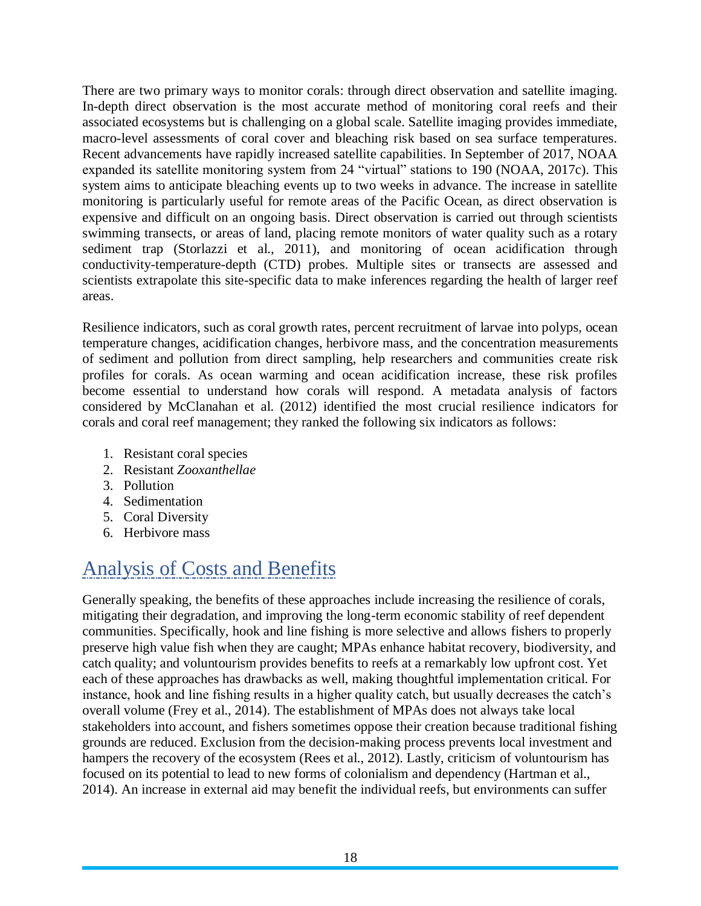There are two primary ways to monitor corals: through direct observation and satellite imaging. In-depth direct observation is the most accurate method of monitoring coral reefs and their associated ecosystems but is challenging on a global scale. Satellite imaging provides immediate, macro-level assessments of coral cover and bleaching risk based on sea surface temperatures. Recent advancements have rapidly increased satellite capabilities. In September of 2017, NOAA expanded its satellite monitoring system from 24 "virtual" stations to 190 (NOAA, 2017c). This system aims to anticipate bleaching events up to two weeks in advance. The increase in satellite monitoring is particularly useful for remote areas of the Pacific Ocean, as direct observation is expensive and difficult on an ongoing basis. Direct observation is carried out through scientists swimming transects, or areas of land, placing remote monitors of water quality such as a rotary sediment trap (Storlazzi et al., 2011), and monitoring of ocean acidification through conductivity-temperature-depth (CTD) probes. Multiple sites or transects are assessed and scientists extrapolate this site-specific data to make inferences regarding the health of larger reef areas.

Resilience indicators, such as coral growth rates, percent recruitment of larvae into polyps, ocean temperature changes, acidification changes, herbivore mass, and the concentration measurements of sediment and pollution from direct sampling, help researchers and communities create risk profiles for corals. As ocean warming and ocean acidification increase, these risk profiles become essential to understand how corals will respond. A metadata analysis of factors considered by McClanahan et al. (2012) identified the most crucial resilience indicators for corals and coral reef management; they ranked the following six indicators as follows:

1. Resistant coral species
2. Resistant *Zooxanthellae*
3. Pollution
4. Sedimentation
5. Coral Diversity
6. Herbivore mass

## Analysis of Costs and Benefits

Generally speaking, the benefits of these approaches include increasing the resilience of corals, mitigating their degradation, and improving the long-term economic stability of reef dependent communities. Specifically, hook and line fishing is more selective and allows fishers to properly preserve high value fish when they are caught; MPAs enhance habitat recovery, biodiversity, and catch quality; and voluntourism provides benefits to reefs at a remarkably low upfront cost. Yet each of these approaches has drawbacks as well, making thoughtful implementation critical. For instance, hook and line fishing results in a higher quality catch, but usually decreases the catch's overall volume (Frey et al., 2014). The establishment of MPAs does not always take local stakeholders into account, and fishers sometimes oppose their creation because traditional fishing grounds are reduced. Exclusion from the decision-making process prevents local investment and hampers the recovery of the ecosystem (Rees et al., 2012). Lastly, criticism of voluntourism has focused on its potential to lead to new forms of colonialism and dependency (Hartman et al., 2014). An increase in external aid may benefit the individual reefs, but environments can suffer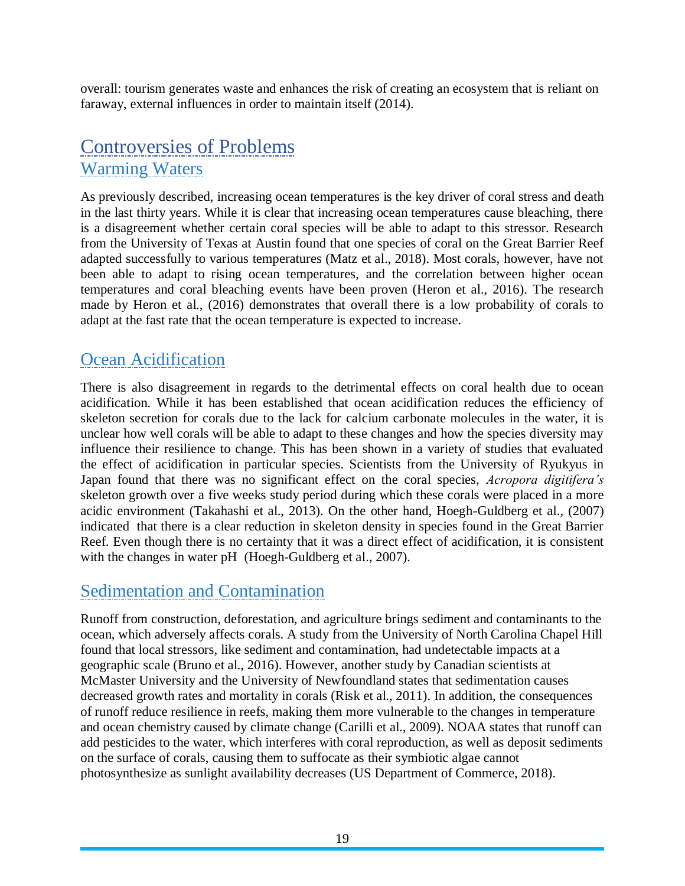overall: tourism generates waste and enhances the risk of creating an ecosystem that is reliant on faraway, external influences in order to maintain itself (2014).

# Controversies of Problems

## Warming Waters

As previously described, increasing ocean temperatures is the key driver of coral stress and death in the last thirty years. While it is clear that increasing ocean temperatures cause bleaching, there is a disagreement whether certain coral species will be able to adapt to this stressor. Research from the University of Texas at Austin found that one species of coral on the Great Barrier Reef adapted successfully to various temperatures (Matz et al., 2018). Most corals, however, have not been able to adapt to rising ocean temperatures, and the correlation between higher ocean temperatures and coral bleaching events have been proven (Heron et al., 2016). The research made by Heron et al., (2016) demonstrates that overall there is a low probability of corals to adapt at the fast rate that the ocean temperature is expected to increase.

## Ocean Acidification

There is also disagreement in regards to the detrimental effects on coral health due to ocean acidification. While it has been established that ocean acidification reduces the efficiency of skeleton secretion for corals due to the lack for calcium carbonate molecules in the water, it is unclear how well corals will be able to adapt to these changes and how the species diversity may influence their resilience to change. This has been shown in a variety of studies that evaluated the effect of acidification in particular species. Scientists from the University of Ryukyus in Japan found that there was no significant effect on the coral species, *Acropora digitifera's* skeleton growth over a five weeks study period during which these corals were placed in a more acidic environment (Takahashi et al., 2013). On the other hand, Hoegh-Guldberg et al., (2007) indicated that there is a clear reduction in skeleton density in species found in the Great Barrier Reef. Even though there is no certainty that it was a direct effect of acidification, it is consistent with the changes in water pH (Hoegh-Guldberg et al., 2007).

## Sedimentation and Contamination

Runoff from construction, deforestation, and agriculture brings sediment and contaminants to the ocean, which adversely affects corals. A study from the University of North Carolina Chapel Hill found that local stressors, like sediment and contamination, had undetectable impacts at a geographic scale (Bruno et al., 2016). However, another study by Canadian scientists at McMaster University and the University of Newfoundland states that sedimentation causes decreased growth rates and mortality in corals (Risk et al., 2011). In addition, the consequences of runoff reduce resilience in reefs, making them more vulnerable to the changes in temperature and ocean chemistry caused by climate change (Carilli et al., 2009). NOAA states that runoff can add pesticides to the water, which interferes with coral reproduction, as well as deposit sediments on the surface of corals, causing them to suffocate as their symbiotic algae cannot photosynthesize as sunlight availability decreases (US Department of Commerce, 2018).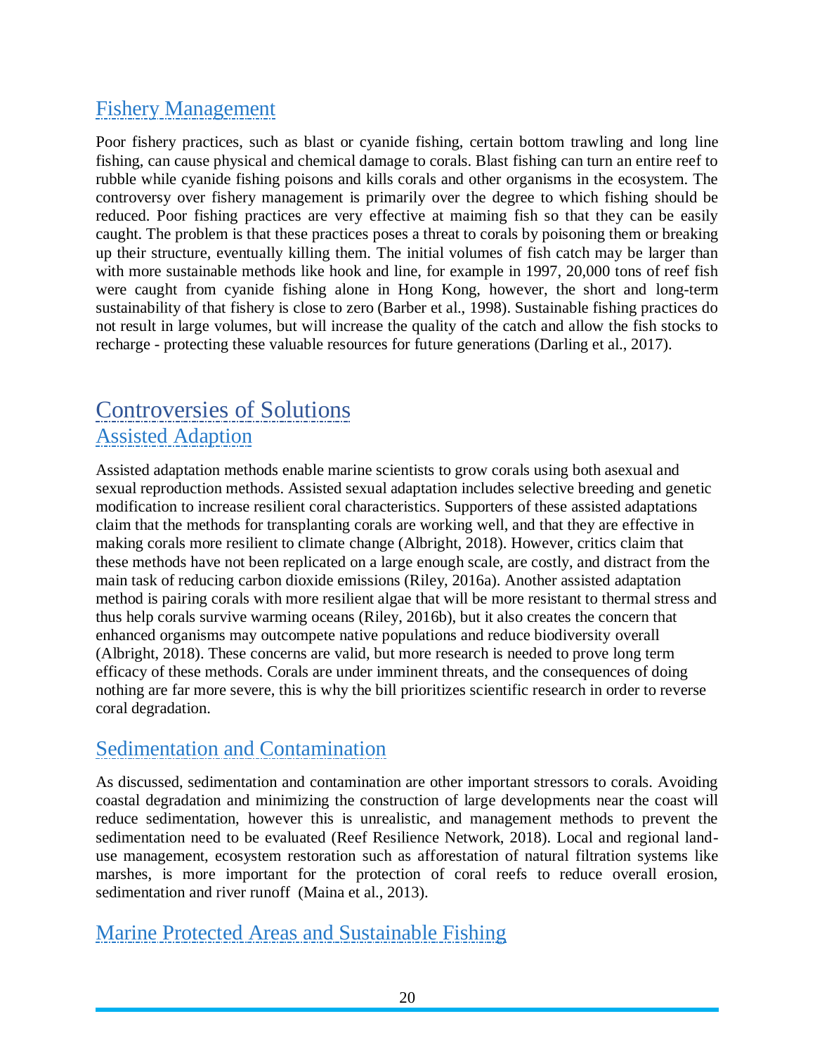## Fishery Management

Poor fishery practices, such as blast or cyanide fishing, certain bottom trawling and long line fishing, can cause physical and chemical damage to corals. Blast fishing can turn an entire reef to rubble while cyanide fishing poisons and kills corals and other organisms in the ecosystem. The controversy over fishery management is primarily over the degree to which fishing should be reduced. Poor fishing practices are very effective at maiming fish so that they can be easily caught. The problem is that these practices poses a threat to corals by poisoning them or breaking up their structure, eventually killing them. The initial volumes of fish catch may be larger than with more sustainable methods like hook and line, for example in 1997, 20,000 tons of reef fish were caught from cyanide fishing alone in Hong Kong, however, the short and long-term sustainability of that fishery is close to zero (Barber et al., 1998). Sustainable fishing practices do not result in large volumes, but will increase the quality of the catch and allow the fish stocks to recharge - protecting these valuable resources for future generations (Darling et al., 2017).

# Controversies of Solutions

## Assisted Adaption

Assisted adaptation methods enable marine scientists to grow corals using both asexual and sexual reproduction methods. Assisted sexual adaptation includes selective breeding and genetic modification to increase resilient coral characteristics. Supporters of these assisted adaptations claim that the methods for transplanting corals are working well, and that they are effective in making corals more resilient to climate change (Albright, 2018). However, critics claim that these methods have not been replicated on a large enough scale, are costly, and distract from the main task of reducing carbon dioxide emissions (Riley, 2016a). Another assisted adaptation method is pairing corals with more resilient algae that will be more resistant to thermal stress and thus help corals survive warming oceans (Riley, 2016b), but it also creates the concern that enhanced organisms may outcompete native populations and reduce biodiversity overall (Albright, 2018). These concerns are valid, but more research is needed to prove long term efficacy of these methods. Corals are under imminent threats, and the consequences of doing nothing are far more severe, this is why the bill prioritizes scientific research in order to reverse coral degradation.

## Sedimentation and Contamination

As discussed, sedimentation and contamination are other important stressors to corals. Avoiding coastal degradation and minimizing the construction of large developments near the coast will reduce sedimentation, however this is unrealistic, and management methods to prevent the sedimentation need to be evaluated (Reef Resilience Network, 2018). Local and regional land-use management, ecosystem restoration such as afforestation of natural filtration systems like marshes, is more important for the protection of coral reefs to reduce overall erosion, sedimentation and river runoff (Maina et al., 2013).

## Marine Protected Areas and Sustainable Fishing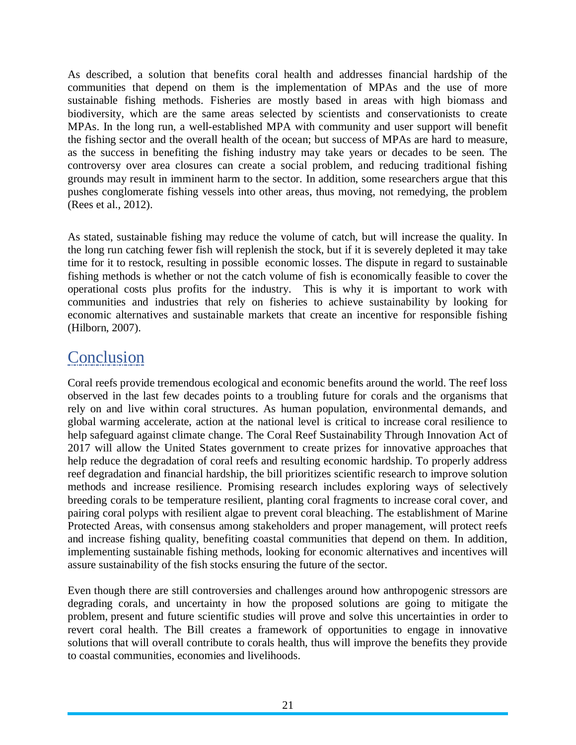As described, a solution that benefits coral health and addresses financial hardship of the communities that depend on them is the implementation of MPAs and the use of more sustainable fishing methods. Fisheries are mostly based in areas with high biomass and biodiversity, which are the same areas selected by scientists and conservationists to create MPAs. In the long run, a well-established MPA with community and user support will benefit the fishing sector and the overall health of the ocean; but success of MPAs are hard to measure, as the success in benefiting the fishing industry may take years or decades to be seen. The controversy over area closures can create a social problem, and reducing traditional fishing grounds may result in imminent harm to the sector. In addition, some researchers argue that this pushes conglomerate fishing vessels into other areas, thus moving, not remedying, the problem (Rees et al., 2012).

As stated, sustainable fishing may reduce the volume of catch, but will increase the quality. In the long run catching fewer fish will replenish the stock, but if it is severely depleted it may take time for it to restock, resulting in possible economic losses. The dispute in regard to sustainable fishing methods is whether or not the catch volume of fish is economically feasible to cover the operational costs plus profits for the industry. This is why it is important to work with communities and industries that rely on fisheries to achieve sustainability by looking for economic alternatives and sustainable markets that create an incentive for responsible fishing (Hilborn, 2007).

# Conclusion

Coral reefs provide tremendous ecological and economic benefits around the world. The reef loss observed in the last few decades points to a troubling future for corals and the organisms that rely on and live within coral structures. As human population, environmental demands, and global warming accelerate, action at the national level is critical to increase coral resilience to help safeguard against climate change. The Coral Reef Sustainability Through Innovation Act of 2017 will allow the United States government to create prizes for innovative approaches that help reduce the degradation of coral reefs and resulting economic hardship. To properly address reef degradation and financial hardship, the bill prioritizes scientific research to improve solution methods and increase resilience. Promising research includes exploring ways of selectively breeding corals to be temperature resilient, planting coral fragments to increase coral cover, and pairing coral polyps with resilient algae to prevent coral bleaching. The establishment of Marine Protected Areas, with consensus among stakeholders and proper management, will protect reefs and increase fishing quality, benefiting coastal communities that depend on them. In addition, implementing sustainable fishing methods, looking for economic alternatives and incentives will assure sustainability of the fish stocks ensuring the future of the sector.

Even though there are still controversies and challenges around how anthropogenic stressors are degrading corals, and uncertainty in how the proposed solutions are going to mitigate the problem, present and future scientific studies will prove and solve this uncertainties in order to revert coral health. The Bill creates a framework of opportunities to engage in innovative solutions that will overall contribute to corals health, thus will improve the benefits they provide to coastal communities, economies and livelihoods.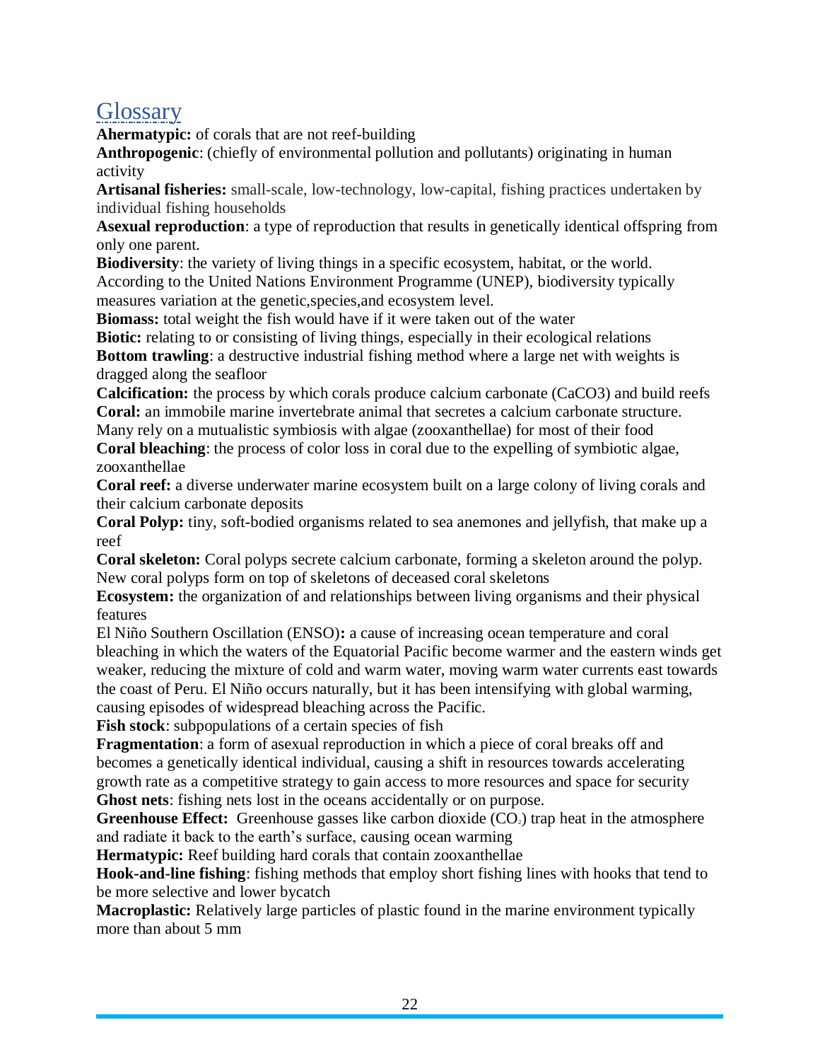# Glossary

**Ahermatypic:** of corals that are not reef-building

**Anthropogenic**: (chiefly of environmental pollution and pollutants) originating in human activity

**Artisanal fisheries:** small-scale, low-technology, low-capital, fishing practices undertaken by individual fishing households

**Asexual reproduction**: a type of reproduction that results in genetically identical offspring from only one parent.

**Biodiversity**: the variety of living things in a specific ecosystem, habitat, or the world. According to the United Nations Environment Programme (UNEP), biodiversity typically measures variation at the genetic,species,and ecosystem level.

**Biomass:** total weight the fish would have if it were taken out of the water

**Biotic:** relating to or consisting of living things, especially in their ecological relations

**Bottom trawling**: a destructive industrial fishing method where a large net with weights is dragged along the seafloor

**Calcification:** the process by which corals produce calcium carbonate ($CaCO_3$) and build reefs

**Coral:** an immobile marine invertebrate animal that secretes a calcium carbonate structure. Many rely on a mutualistic symbiosis with algae (zooxanthellae) for most of their food

**Coral bleaching**: the process of color loss in coral due to the expelling of symbiotic algae, zooxanthellae

**Coral reef:** a diverse underwater marine ecosystem built on a large colony of living corals and their calcium carbonate deposits

**Coral Polyp:** tiny, soft-bodied organisms related to sea anemones and jellyfish, that make up a reef

**Coral skeleton:** Coral polyps secrete calcium carbonate, forming a skeleton around the polyp. New coral polyps form on top of skeletons of deceased coral skeletons

**Ecosystem:** the organization of and relationships between living organisms and their physical features

El Niño Southern Oscillation (ENSO)**:** a cause of increasing ocean temperature and coral bleaching in which the waters of the Equatorial Pacific become warmer and the eastern winds get weaker, reducing the mixture of cold and warm water, moving warm water currents east towards the coast of Peru. El Niño occurs naturally, but it has been intensifying with global warming, causing episodes of widespread bleaching across the Pacific.

**Fish stock**: subpopulations of a certain species of fish

**Fragmentation**: a form of asexual reproduction in which a piece of coral breaks off and becomes a genetically identical individual, causing a shift in resources towards accelerating growth rate as a competitive strategy to gain access to more resources and space for security

**Ghost nets**: fishing nets lost in the oceans accidentally or on purpose.

**Greenhouse Effect:** Greenhouse gasses like carbon dioxide ($CO_2$) trap heat in the atmosphere and radiate it back to the earth's surface, causing ocean warming

**Hermatypic:** Reef building hard corals that contain zooxanthellae

**Hook-and-line fishing**: fishing methods that employ short fishing lines with hooks that tend to be more selective and lower bycatch

**Macroplastic:** Relatively large particles of plastic found in the marine environment typically more than about 5 mm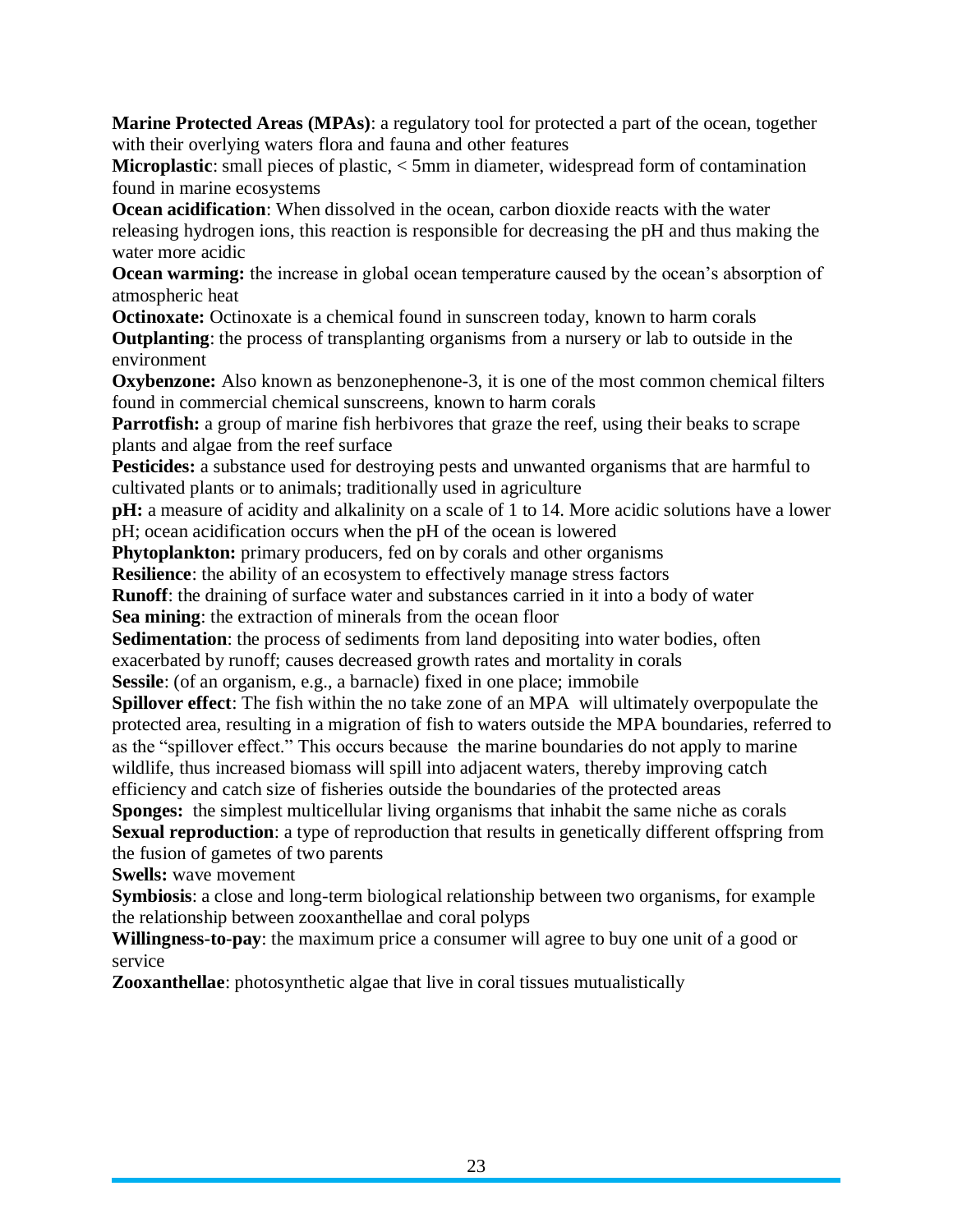**Marine Protected Areas (MPAs)**: a regulatory tool for protected a part of the ocean, together with their overlying waters flora and fauna and other features

**Microplastic**: small pieces of plastic, < 5mm in diameter, widespread form of contamination found in marine ecosystems

**Ocean acidification**: When dissolved in the ocean, carbon dioxide reacts with the water releasing hydrogen ions, this reaction is responsible for decreasing the pH and thus making the water more acidic

**Ocean warming:** the increase in global ocean temperature caused by the ocean's absorption of atmospheric heat

**Octinoxate:** Octinoxate is a chemical found in sunscreen today, known to harm corals

**Outplanting**: the process of transplanting organisms from a nursery or lab to outside in the environment

**Oxybenzone:** Also known as benzonephenone-3, it is one of the most common chemical filters found in commercial chemical sunscreens, known to harm corals

**Parrotfish:** a group of marine fish herbivores that graze the reef, using their beaks to scrape plants and algae from the reef surface

**Pesticides:** a substance used for destroying pests and unwanted organisms that are harmful to cultivated plants or to animals; traditionally used in agriculture

**pH:** a measure of acidity and alkalinity on a scale of 1 to 14. More acidic solutions have a lower pH; ocean acidification occurs when the pH of the ocean is lowered

**Phytoplankton:** primary producers, fed on by corals and other organisms

**Resilience**: the ability of an ecosystem to effectively manage stress factors

**Runoff**: the draining of surface water and substances carried in it into a body of water

**Sea mining**: the extraction of minerals from the ocean floor

**Sedimentation**: the process of sediments from land depositing into water bodies, often exacerbated by runoff; causes decreased growth rates and mortality in corals

**Sessile**: (of an organism, e.g., a barnacle) fixed in one place; immobile

**Spillover effect**: The fish within the no take zone of an MPA will ultimately overpopulate the protected area, resulting in a migration of fish to waters outside the MPA boundaries, referred to as the "spillover effect." This occurs because the marine boundaries do not apply to marine wildlife, thus increased biomass will spill into adjacent waters, thereby improving catch efficiency and catch size of fisheries outside the boundaries of the protected areas

**Sponges:** the simplest multicellular living organisms that inhabit the same niche as corals

**Sexual reproduction**: a type of reproduction that results in genetically different offspring from the fusion of gametes of two parents

**Swells:** wave movement

**Symbiosis**: a close and long-term biological relationship between two organisms, for example the relationship between zooxanthellae and coral polyps

**Willingness-to-pay**: the maximum price a consumer will agree to buy one unit of a good or service

**Zooxanthellae**: photosynthetic algae that live in coral tissues mutualistically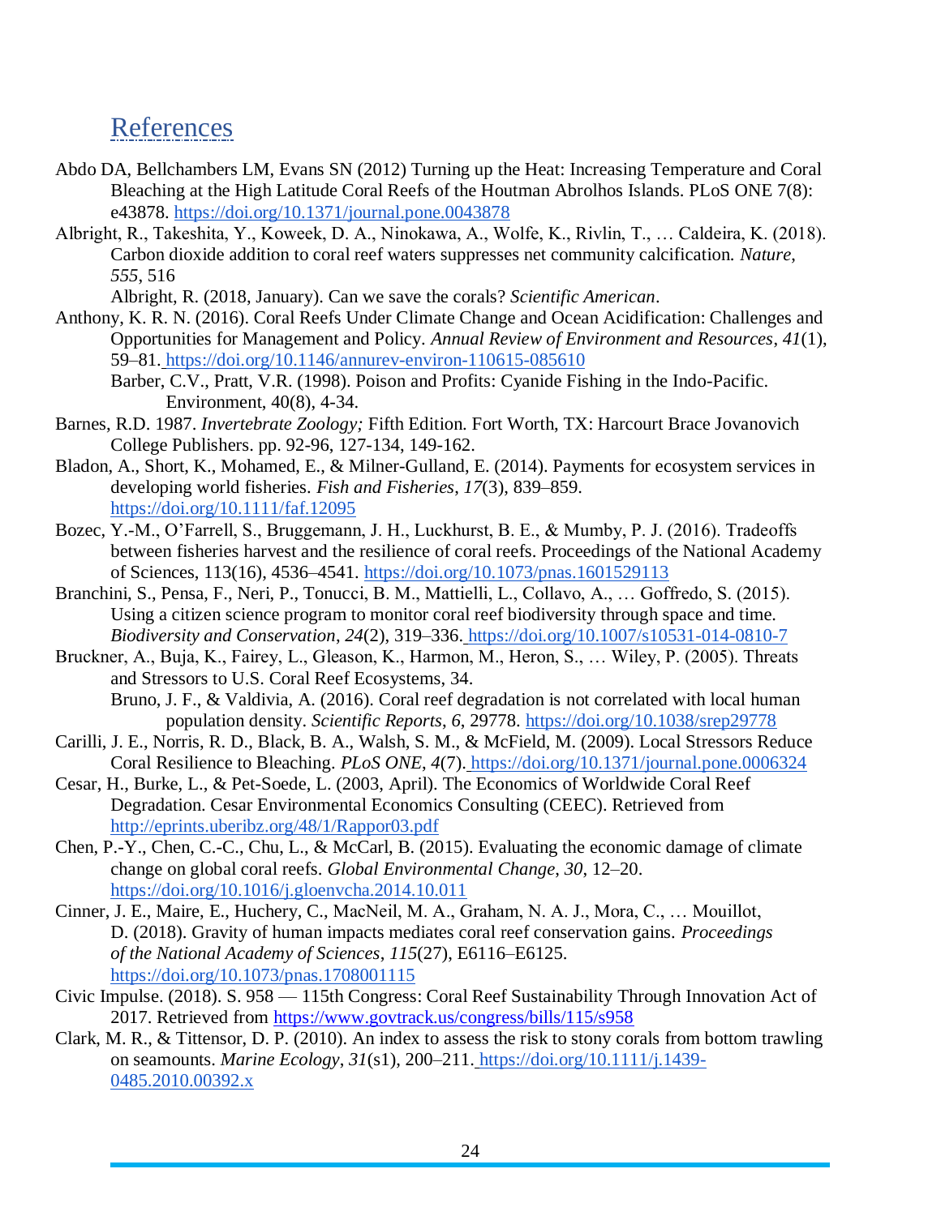## References

Abdo DA, Bellchambers LM, Evans SN (2012) Turning up the Heat: Increasing Temperature and Coral Bleaching at the High Latitude Coral Reefs of the Houtman Abrolhos Islands. PLoS ONE 7(8): e43878. https://doi.org/10.1371/journal.pone.0043878

Albright, R., Takeshita, Y., Koweek, D. A., Ninokawa, A., Wolfe, K., Rivlin, T., … Caldeira, K. (2018). Carbon dioxide addition to coral reef waters suppresses net community calcification. *Nature*, *555*, 516

Albright, R. (2018, January). Can we save the corals? *Scientific American*.

Anthony, K. R. N. (2016). Coral Reefs Under Climate Change and Ocean Acidification: Challenges and Opportunities for Management and Policy. *Annual Review of Environment and Resources*, *41*(1), 59–81. https://doi.org/10.1146/annurev-environ-110615-085610

Barber, C.V., Pratt, V.R. (1998). Poison and Profits: Cyanide Fishing in the Indo-Pacific. Environment, 40(8), 4-34.

Barnes, R.D. 1987. *Invertebrate Zoology;* Fifth Edition. Fort Worth, TX: Harcourt Brace Jovanovich College Publishers. pp. 92-96, 127-134, 149-162.

Bladon, A., Short, K., Mohamed, E., & Milner-Gulland, E. (2014). Payments for ecosystem services in developing world fisheries. *Fish and Fisheries*, *17*(3), 839–859. https://doi.org/10.1111/faf.12095

Bozec, Y.-M., O'Farrell, S., Bruggemann, J. H., Luckhurst, B. E., & Mumby, P. J. (2016). Tradeoffs between fisheries harvest and the resilience of coral reefs. Proceedings of the National Academy of Sciences, 113(16), 4536–4541. https://doi.org/10.1073/pnas.1601529113

Branchini, S., Pensa, F., Neri, P., Tonucci, B. M., Mattielli, L., Collavo, A., … Goffredo, S. (2015). Using a citizen science program to monitor coral reef biodiversity through space and time. *Biodiversity and Conservation*, *24*(2), 319–336. https://doi.org/10.1007/s10531-014-0810-7

Bruckner, A., Buja, K., Fairey, L., Gleason, K., Harmon, M., Heron, S., … Wiley, P. (2005). Threats and Stressors to U.S. Coral Reef Ecosystems, 34.

Bruno, J. F., & Valdivia, A. (2016). Coral reef degradation is not correlated with local human population density. *Scientific Reports*, *6*, 29778. https://doi.org/10.1038/srep29778

Carilli, J. E., Norris, R. D., Black, B. A., Walsh, S. M., & McField, M. (2009). Local Stressors Reduce Coral Resilience to Bleaching. *PLoS ONE*, *4*(7). https://doi.org/10.1371/journal.pone.0006324

Cesar, H., Burke, L., & Pet-Soede, L. (2003, April). The Economics of Worldwide Coral Reef Degradation. Cesar Environmental Economics Consulting (CEEC). Retrieved from http://eprints.uberibz.org/48/1/Rappor03.pdf

Chen, P.-Y., Chen, C.-C., Chu, L., & McCarl, B. (2015). Evaluating the economic damage of climate change on global coral reefs. *Global Environmental Change*, *30*, 12–20. https://doi.org/10.1016/j.gloenvcha.2014.10.011

Cinner, J. E., Maire, E., Huchery, C., MacNeil, M. A., Graham, N. A. J., Mora, C., … Mouillot, D. (2018). Gravity of human impacts mediates coral reef conservation gains. *Proceedings of the National Academy of Sciences*, *115*(27), E6116–E6125. https://doi.org/10.1073/pnas.1708001115

Civic Impulse. (2018). S. 958 — 115th Congress: Coral Reef Sustainability Through Innovation Act of 2017. Retrieved from https://www.govtrack.us/congress/bills/115/s958

Clark, M. R., & Tittensor, D. P. (2010). An index to assess the risk to stony corals from bottom trawling on seamounts. *Marine Ecology*, *31*(s1), 200–211. https://doi.org/10.1111/j.1439-0485.2010.00392.x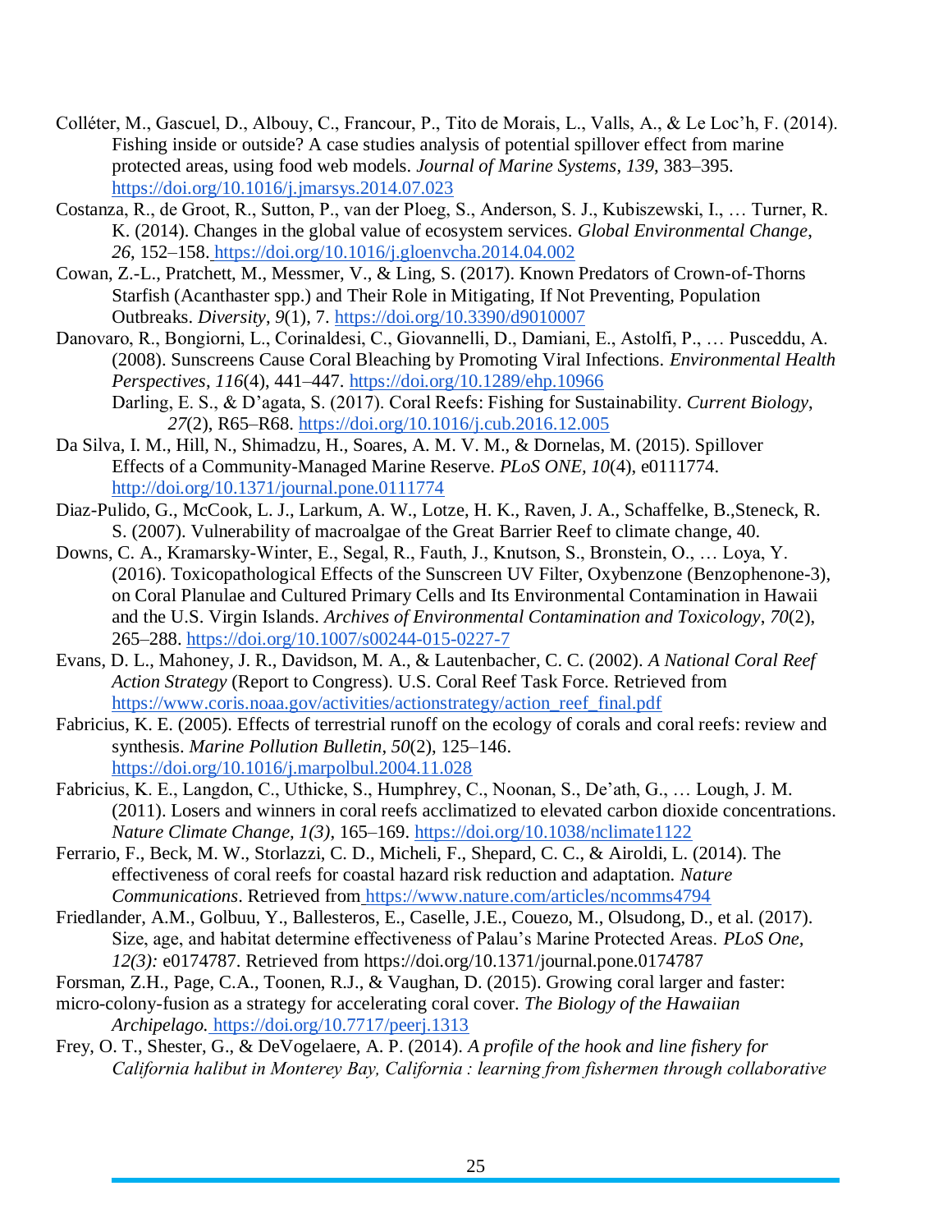Colléter, M., Gascuel, D., Albouy, C., Francour, P., Tito de Morais, L., Valls, A., & Le Loc'h, F. (2014). Fishing inside or outside? A case studies analysis of potential spillover effect from marine protected areas, using food web models. *Journal of Marine Systems*, *139*, 383–395. https://doi.org/10.1016/j.jmarsys.2014.07.023

Costanza, R., de Groot, R., Sutton, P., van der Ploeg, S., Anderson, S. J., Kubiszewski, I., … Turner, R. K. (2014). Changes in the global value of ecosystem services. *Global Environmental Change*, *26*, 152–158. https://doi.org/10.1016/j.gloenvcha.2014.04.002

Cowan, Z.-L., Pratchett, M., Messmer, V., & Ling, S. (2017). Known Predators of Crown-of-Thorns Starfish (Acanthaster spp.) and Their Role in Mitigating, If Not Preventing, Population Outbreaks. *Diversity*, *9*(1), 7. https://doi.org/10.3390/d9010007

Danovaro, R., Bongiorni, L., Corinaldesi, C., Giovannelli, D., Damiani, E., Astolfi, P., … Pusceddu, A. (2008). Sunscreens Cause Coral Bleaching by Promoting Viral Infections. *Environmental Health Perspectives*, *116*(4), 441–447. https://doi.org/10.1289/ehp.10966

Darling, E. S., & D'agata, S. (2017). Coral Reefs: Fishing for Sustainability. *Current Biology*, *27*(2), R65–R68. https://doi.org/10.1016/j.cub.2016.12.005

Da Silva, I. M., Hill, N., Shimadzu, H., Soares, A. M. V. M., & Dornelas, M. (2015). Spillover Effects of a Community-Managed Marine Reserve. *PLoS ONE, 10*(4), e0111774. http://doi.org/10.1371/journal.pone.0111774

Diaz-Pulido, G., McCook, L. J., Larkum, A. W., Lotze, H. K., Raven, J. A., Schaffelke, B.,Steneck, R. S. (2007). Vulnerability of macroalgae of the Great Barrier Reef to climate change, 40.

Downs, C. A., Kramarsky-Winter, E., Segal, R., Fauth, J., Knutson, S., Bronstein, O., … Loya, Y. (2016). Toxicopathological Effects of the Sunscreen UV Filter, Oxybenzone (Benzophenone-3), on Coral Planulae and Cultured Primary Cells and Its Environmental Contamination in Hawaii and the U.S. Virgin Islands. *Archives of Environmental Contamination and Toxicology*, *70*(2), 265–288. https://doi.org/10.1007/s00244-015-0227-7

Evans, D. L., Mahoney, J. R., Davidson, M. A., & Lautenbacher, C. C. (2002). *A National Coral Reef Action Strategy* (Report to Congress). U.S. Coral Reef Task Force. Retrieved from https://www.coris.noaa.gov/activities/actionstrategy/action_reef_final.pdf

Fabricius, K. E. (2005). Effects of terrestrial runoff on the ecology of corals and coral reefs: review and synthesis. *Marine Pollution Bulletin*, *50*(2), 125–146. https://doi.org/10.1016/j.marpolbul.2004.11.028

Fabricius, K. E., Langdon, C., Uthicke, S., Humphrey, C., Noonan, S., De'ath, G., … Lough, J. M. (2011). Losers and winners in coral reefs acclimatized to elevated carbon dioxide concentrations. *Nature Climate Change*, *1(3)*, 165–169. https://doi.org/10.1038/nclimate1122

Ferrario, F., Beck, M. W., Storlazzi, C. D., Micheli, F., Shepard, C. C., & Airoldi, L. (2014). The effectiveness of coral reefs for coastal hazard risk reduction and adaptation. *Nature Communications*. Retrieved from https://www.nature.com/articles/ncomms4794

Friedlander, A.M., Golbuu, Y., Ballesteros, E., Caselle, J.E., Couezo, M., Olsudong, D., et al. (2017). Size, age, and habitat determine effectiveness of Palau's Marine Protected Areas. *PLoS One, 12(3):* e0174787. Retrieved from https://doi.org/10.1371/journal.pone.0174787

Forsman, Z.H., Page, C.A., Toonen, R.J., & Vaughan, D. (2015). Growing coral larger and faster: micro-colony-fusion as a strategy for accelerating coral cover. *The Biology of the Hawaiian Archipelago.* https://doi.org/10.7717/peerj.1313

Frey, O. T., Shester, G., & DeVogelaere, A. P. (2014). *A profile of the hook and line fishery for California halibut in Monterey Bay, California : learning from fishermen through collaborative*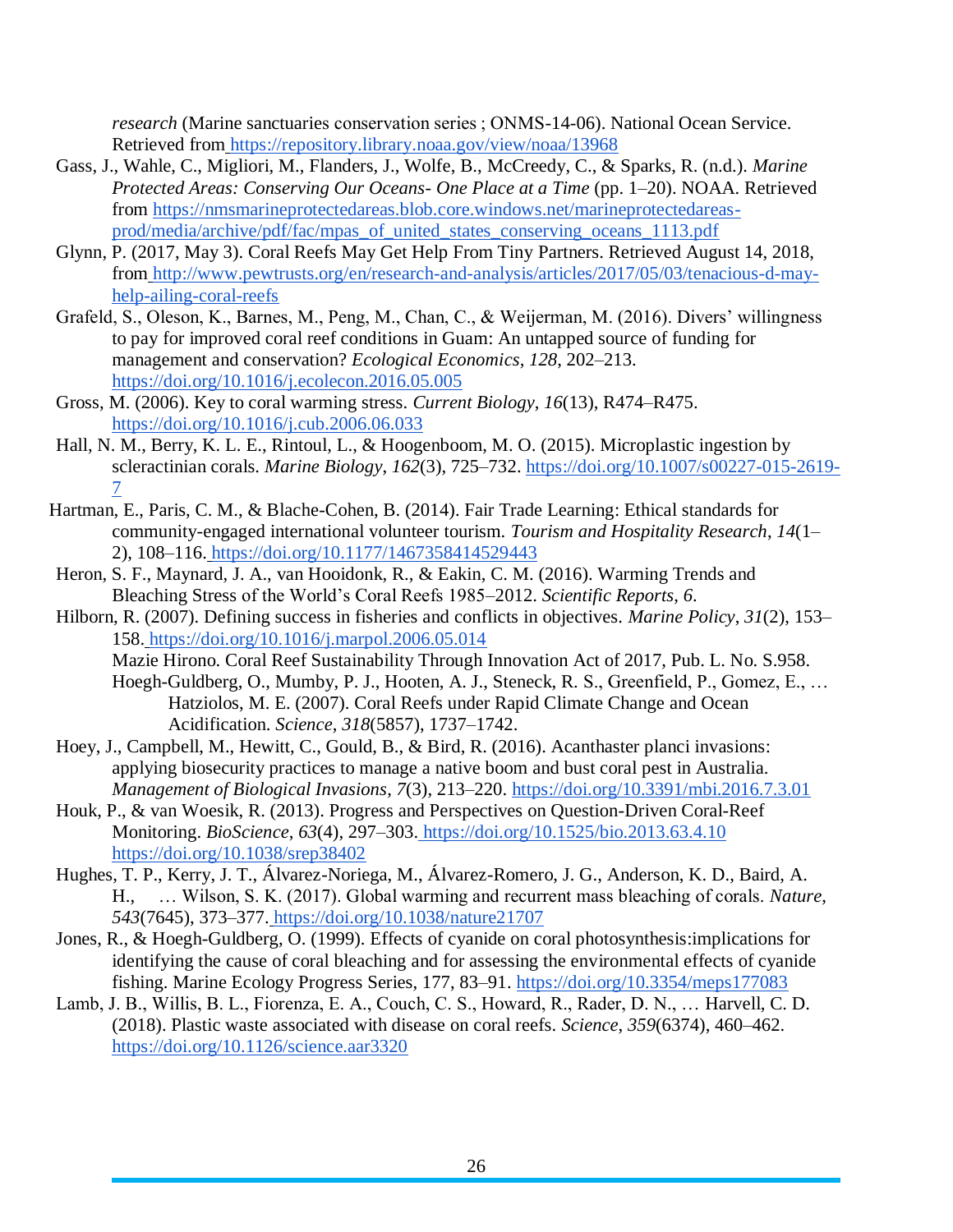*research* (Marine sanctuaries conservation series ; ONMS-14-06). National Ocean Service. Retrieved from https://repository.library.noaa.gov/view/noaa/13968

Gass, J., Wahle, C., Migliori, M., Flanders, J., Wolfe, B., McCreedy, C., & Sparks, R. (n.d.). *Marine Protected Areas: Conserving Our Oceans- One Place at a Time* (pp. 1–20). NOAA. Retrieved from https://nmsmarineprotectedareas.blob.core.windows.net/marineprotectedareas-prod/media/archive/pdf/fac/mpas_of_united_states_conserving_oceans_1113.pdf

Glynn, P. (2017, May 3). Coral Reefs May Get Help From Tiny Partners. Retrieved August 14, 2018, from http://www.pewtrusts.org/en/research-and-analysis/articles/2017/05/03/tenacious-d-may-help-ailing-coral-reefs

Grafeld, S., Oleson, K., Barnes, M., Peng, M., Chan, C., & Weijerman, M. (2016). Divers' willingness to pay for improved coral reef conditions in Guam: An untapped source of funding for management and conservation? *Ecological Economics*, *128*, 202–213. https://doi.org/10.1016/j.ecolecon.2016.05.005

Gross, M. (2006). Key to coral warming stress. *Current Biology*, *16*(13), R474–R475. https://doi.org/10.1016/j.cub.2006.06.033

Hall, N. M., Berry, K. L. E., Rintoul, L., & Hoogenboom, M. O. (2015). Microplastic ingestion by scleractinian corals. *Marine Biology*, *162*(3), 725–732. https://doi.org/10.1007/s00227-015-2619-7

Hartman, E., Paris, C. M., & Blache-Cohen, B. (2014). Fair Trade Learning: Ethical standards for community-engaged international volunteer tourism. *Tourism and Hospitality Research*, *14*(1–2), 108–116. https://doi.org/10.1177/1467358414529443

Heron, S. F., Maynard, J. A., van Hooidonk, R., & Eakin, C. M. (2016). Warming Trends and Bleaching Stress of the World's Coral Reefs 1985–2012. *Scientific Reports*, *6*.

Hilborn, R. (2007). Defining success in fisheries and conflicts in objectives. *Marine Policy*, *31*(2), 153–158. https://doi.org/10.1016/j.marpol.2006.05.014

Mazie Hirono. Coral Reef Sustainability Through Innovation Act of 2017, Pub. L. No. S.958.

Hoegh-Guldberg, O., Mumby, P. J., Hooten, A. J., Steneck, R. S., Greenfield, P., Gomez, E., … Hatziolos, M. E. (2007). Coral Reefs under Rapid Climate Change and Ocean Acidification. *Science*, *318*(5857), 1737–1742.

Hoey, J., Campbell, M., Hewitt, C., Gould, B., & Bird, R. (2016). Acanthaster planci invasions: applying biosecurity practices to manage a native boom and bust coral pest in Australia. *Management of Biological Invasions*, *7*(3), 213–220. https://doi.org/10.3391/mbi.2016.7.3.01

Houk, P., & van Woesik, R. (2013). Progress and Perspectives on Question-Driven Coral-Reef Monitoring. *BioScience*, *63*(4), 297–303. https://doi.org/10.1525/bio.2013.63.4.10 https://doi.org/10.1038/srep38402

Hughes, T. P., Kerry, J. T., Álvarez-Noriega, M., Álvarez-Romero, J. G., Anderson, K. D., Baird, A. H., … Wilson, S. K. (2017). Global warming and recurrent mass bleaching of corals. *Nature*, *543*(7645), 373–377. https://doi.org/10.1038/nature21707

Jones, R., & Hoegh-Guldberg, O. (1999). Effects of cyanide on coral photosynthesis:implications for identifying the cause of coral bleaching and for assessing the environmental effects of cyanide fishing. Marine Ecology Progress Series, 177, 83–91. https://doi.org/10.3354/meps177083

Lamb, J. B., Willis, B. L., Fiorenza, E. A., Couch, C. S., Howard, R., Rader, D. N., … Harvell, C. D. (2018). Plastic waste associated with disease on coral reefs. *Science*, *359*(6374), 460–462. https://doi.org/10.1126/science.aar3320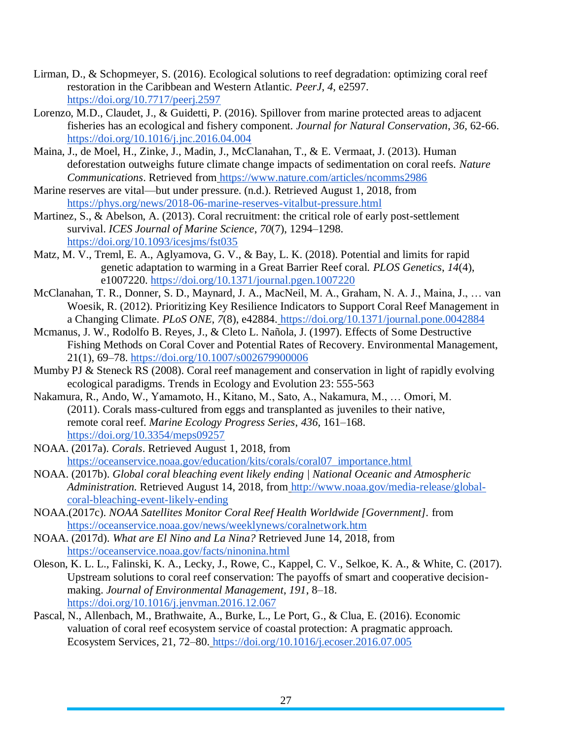Lirman, D., & Schopmeyer, S. (2016). Ecological solutions to reef degradation: optimizing coral reef restoration in the Caribbean and Western Atlantic. *PeerJ*, *4*, e2597. https://doi.org/10.7717/peerj.2597

Lorenzo, M.D., Claudet, J., & Guidetti, P. (2016). Spillover from marine protected areas to adjacent fisheries has an ecological and fishery component. *Journal for Natural Conservation*, *36*, 62-66. https://doi.org/10.1016/j.jnc.2016.04.004

Maina, J., de Moel, H., Zinke, J., Madin, J., McClanahan, T., & E. Vermaat, J. (2013). Human deforestation outweighs future climate change impacts of sedimentation on coral reefs. *Nature Communications*. Retrieved from https://www.nature.com/articles/ncomms2986

Marine reserves are vital—but under pressure. (n.d.). Retrieved August 1, 2018, from https://phys.org/news/2018-06-marine-reserves-vitalbut-pressure.html

Martinez, S., & Abelson, A. (2013). Coral recruitment: the critical role of early post-settlement survival. *ICES Journal of Marine Science*, *70*(7), 1294–1298. https://doi.org/10.1093/icesjms/fst035

Matz, M. V., Treml, E. A., Aglyamova, G. V., & Bay, L. K. (2018). Potential and limits for rapid genetic adaptation to warming in a Great Barrier Reef coral. *PLOS Genetics*, *14*(4), e1007220. https://doi.org/10.1371/journal.pgen.1007220

McClanahan, T. R., Donner, S. D., Maynard, J. A., MacNeil, M. A., Graham, N. A. J., Maina, J., … van Woesik, R. (2012). Prioritizing Key Resilience Indicators to Support Coral Reef Management in a Changing Climate. *PLoS ONE*, *7*(8), e42884. https://doi.org/10.1371/journal.pone.0042884

Mcmanus, J. W., Rodolfo B. Reyes, J., & Cleto L. Nañola, J. (1997). Effects of Some Destructive Fishing Methods on Coral Cover and Potential Rates of Recovery. Environmental Management, 21(1), 69–78. https://doi.org/10.1007/s002679900006

Mumby PJ & Steneck RS (2008). Coral reef management and conservation in light of rapidly evolving ecological paradigms. Trends in Ecology and Evolution 23: 555-563

Nakamura, R., Ando, W., Yamamoto, H., Kitano, M., Sato, A., Nakamura, M., … Omori, M. (2011). Corals mass-cultured from eggs and transplanted as juveniles to their native, remote coral reef. *Marine Ecology Progress Series*, *436*, 161–168. https://doi.org/10.3354/meps09257

NOAA. (2017a). *Corals*. Retrieved August 1, 2018, from https://oceanservice.noaa.gov/education/kits/corals/coral07_importance.html

NOAA. (2017b). *Global coral bleaching event likely ending | National Oceanic and Atmospheric Administration.* Retrieved August 14, 2018, from http://www.noaa.gov/media-release/global-coral-bleaching-event-likely-ending

NOAA.(2017c). *NOAA Satellites Monitor Coral Reef Health Worldwide [Government].* from https://oceanservice.noaa.gov/news/weeklynews/coralnetwork.htm

NOAA. (2017d). *What are El Nino and La Nina?* Retrieved June 14, 2018, from https://oceanservice.noaa.gov/facts/ninonina.html

Oleson, K. L. L., Falinski, K. A., Lecky, J., Rowe, C., Kappel, C. V., Selkoe, K. A., & White, C. (2017). Upstream solutions to coral reef conservation: The payoffs of smart and cooperative decision-making. *Journal of Environmental Management*, *191*, 8–18. https://doi.org/10.1016/j.jenvman.2016.12.067

Pascal, N., Allenbach, M., Brathwaite, A., Burke, L., Le Port, G., & Clua, E. (2016). Economic valuation of coral reef ecosystem service of coastal protection: A pragmatic approach. Ecosystem Services, 21, 72–80. https://doi.org/10.1016/j.ecoser.2016.07.005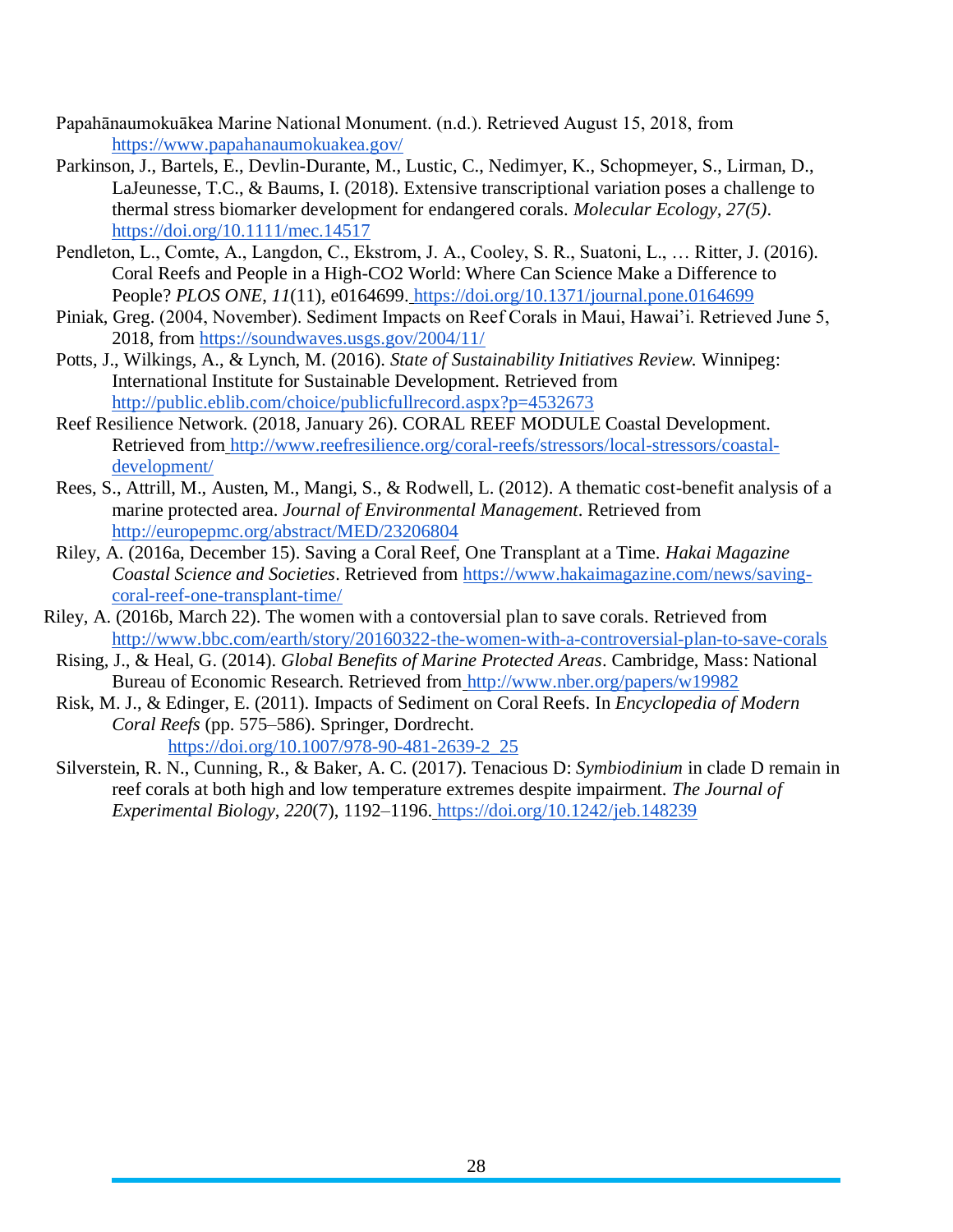Papahānaumokuākea Marine National Monument. (n.d.). Retrieved August 15, 2018, from https://www.papahanaumokuakea.gov/

Parkinson, J., Bartels, E., Devlin-Durante, M., Lustic, C., Nedimyer, K., Schopmeyer, S., Lirman, D., LaJeunesse, T.C., & Baums, I. (2018). Extensive transcriptional variation poses a challenge to thermal stress biomarker development for endangered corals. *Molecular Ecology, 27(5)*. https://doi.org/10.1111/mec.14517

Pendleton, L., Comte, A., Langdon, C., Ekstrom, J. A., Cooley, S. R., Suatoni, L., … Ritter, J. (2016). Coral Reefs and People in a High-CO2 World: Where Can Science Make a Difference to People? *PLOS ONE*, *11*(11), e0164699. https://doi.org/10.1371/journal.pone.0164699

Piniak, Greg. (2004, November). Sediment Impacts on Reef Corals in Maui, Hawai'i. Retrieved June 5, 2018, from https://soundwaves.usgs.gov/2004/11/

Potts, J., Wilkings, A., & Lynch, M. (2016). *State of Sustainability Initiatives Review.* Winnipeg: International Institute for Sustainable Development. Retrieved from http://public.eblib.com/choice/publicfullrecord.aspx?p=4532673

Reef Resilience Network. (2018, January 26). CORAL REEF MODULE Coastal Development. Retrieved from http://www.reefresilience.org/coral-reefs/stressors/local-stressors/coastal-development/

Rees, S., Attrill, M., Austen, M., Mangi, S., & Rodwell, L. (2012). A thematic cost-benefit analysis of a marine protected area. *Journal of Environmental Management*. Retrieved from http://europepmc.org/abstract/MED/23206804

Riley, A. (2016a, December 15). Saving a Coral Reef, One Transplant at a Time. *Hakai Magazine Coastal Science and Societies*. Retrieved from https://www.hakaimagazine.com/news/saving-coral-reef-one-transplant-time/

Riley, A. (2016b, March 22). The women with a contoversial plan to save corals. Retrieved from http://www.bbc.com/earth/story/20160322-the-women-with-a-controversial-plan-to-save-corals

Rising, J., & Heal, G. (2014). *Global Benefits of Marine Protected Areas*. Cambridge, Mass: National Bureau of Economic Research. Retrieved from http://www.nber.org/papers/w19982

Risk, M. J., & Edinger, E. (2011). Impacts of Sediment on Coral Reefs. In *Encyclopedia of Modern Coral Reefs* (pp. 575–586). Springer, Dordrecht. https://doi.org/10.1007/978-90-481-2639-2_25

Silverstein, R. N., Cunning, R., & Baker, A. C. (2017). Tenacious D: *Symbiodinium* in clade D remain in reef corals at both high and low temperature extremes despite impairment. *The Journal of Experimental Biology*, *220*(7), 1192–1196. https://doi.org/10.1242/jeb.148239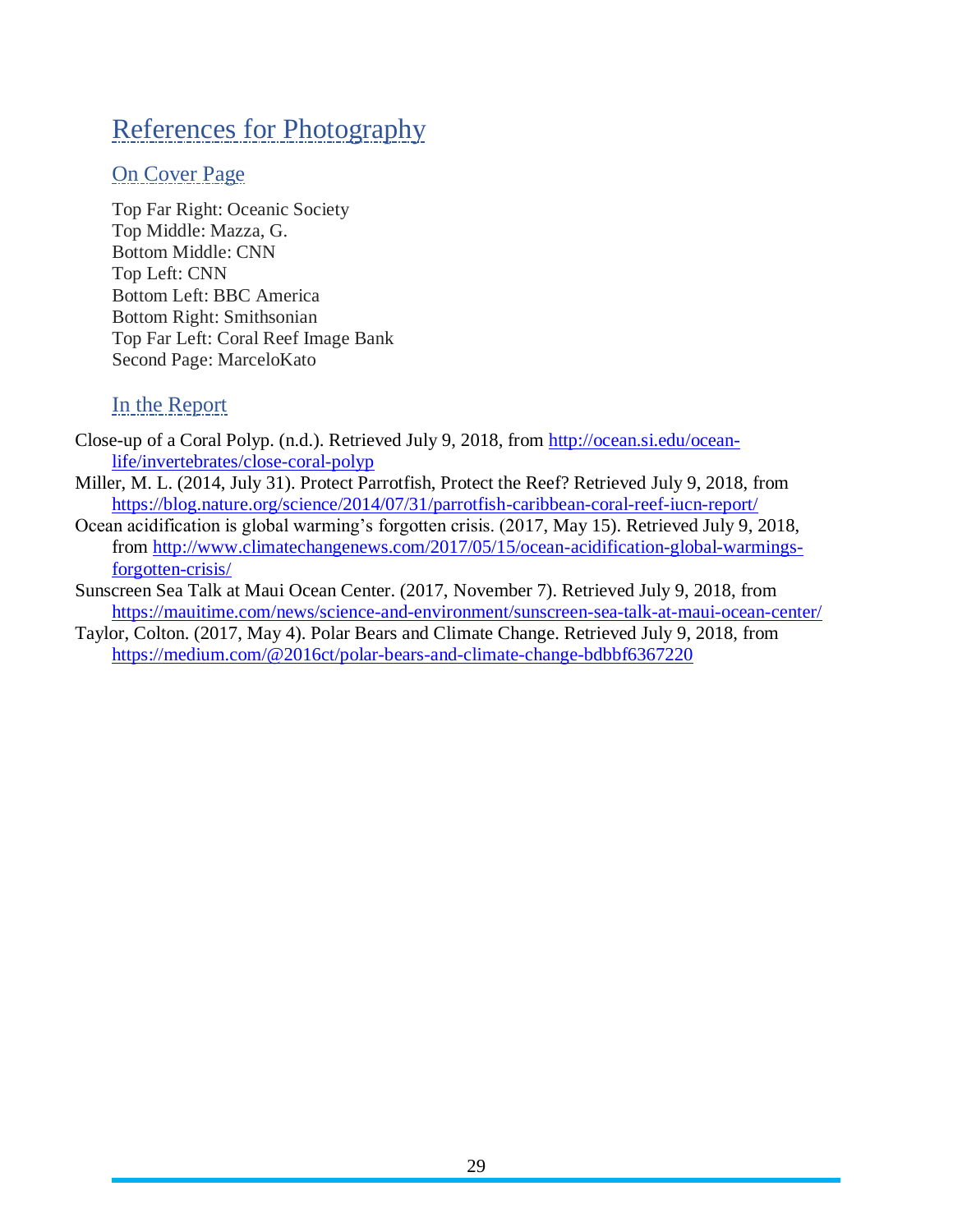# References for Photography

## On Cover Page

Top Far Right: Oceanic Society
Top Middle: Mazza, G.
Bottom Middle: CNN
Top Left: CNN
Bottom Left: BBC America
Bottom Right: Smithsonian
Top Far Left: Coral Reef Image Bank
Second Page: MarceloKato

## In the Report

Close-up of a Coral Polyp. (n.d.). Retrieved July 9, 2018, from http://ocean.si.edu/ocean-life/invertebrates/close-coral-polyp

Miller, M. L. (2014, July 31). Protect Parrotfish, Protect the Reef? Retrieved July 9, 2018, from https://blog.nature.org/science/2014/07/31/parrotfish-caribbean-coral-reef-iucn-report/

Ocean acidification is global warming's forgotten crisis. (2017, May 15). Retrieved July 9, 2018, from http://www.climatechangenews.com/2017/05/15/ocean-acidification-global-warmings-forgotten-crisis/

Sunscreen Sea Talk at Maui Ocean Center. (2017, November 7). Retrieved July 9, 2018, from https://mauitime.com/news/science-and-environment/sunscreen-sea-talk-at-maui-ocean-center/

Taylor, Colton. (2017, May 4). Polar Bears and Climate Change. Retrieved July 9, 2018, from https://medium.com/@2016ct/polar-bears-and-climate-change-bdbbf6367220